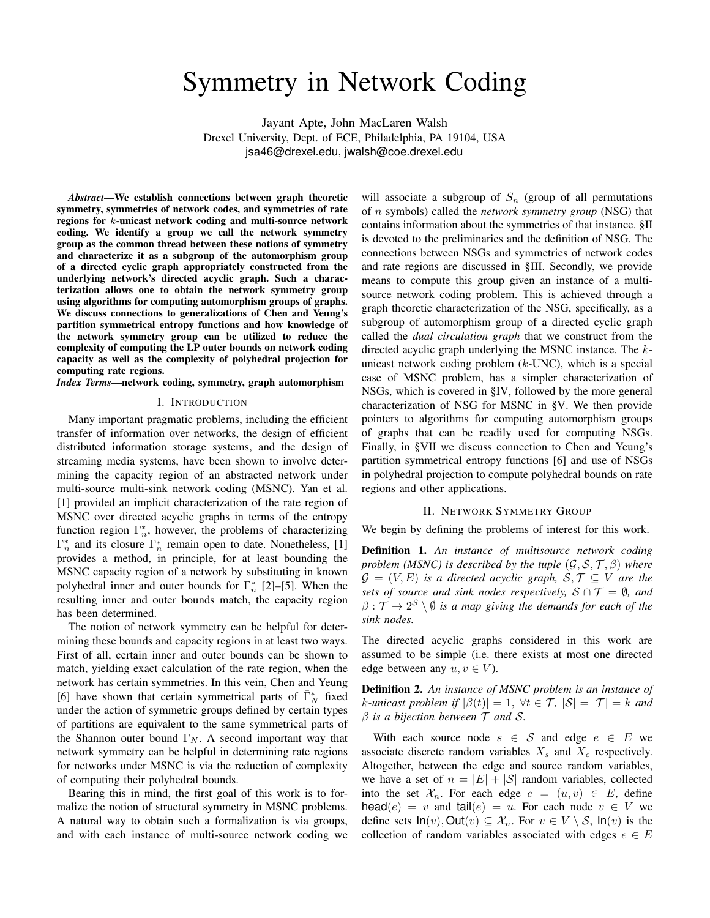# Symmetry in Network Coding

Jayant Apte, John MacLaren Walsh
Drexel University, Dept. of ECE, Philadelphia, PA 19104, USA
jsa46@drexel.edu, jwalsh@coe.drexel.edu

***Abstract*—We establish connections between graph theoretic symmetry, symmetries of network codes, and symmetries of rate regions for $k$-unicast network coding and multi-source network coding. We identify a group we call the network symmetry group as the common thread between these notions of symmetry and characterize it as a subgroup of the automorphism group of a directed cyclic graph appropriately constructed from the underlying network's directed acyclic graph. Such a characterization allows one to obtain the network symmetry group using algorithms for computing automorphism groups of graphs. We discuss connections to generalizations of Chen and Yeung's partition symmetrical entropy functions and how knowledge of the network symmetry group can be utilized to reduce the complexity of computing the LP outer bounds on network coding capacity as well as the complexity of polyhedral projection for computing rate regions.**

***Index Terms*—network coding, symmetry, graph automorphism**

## I. Introduction

Many important pragmatic problems, including the efficient transfer of information over networks, the design of efficient distributed information storage systems, and the design of streaming media systems, have been shown to involve determining the capacity region of an abstracted network under multi-source multi-sink network coding (MSNC). Yan et al. [1] provided an implicit characterization of the rate region of MSNC over directed acyclic graphs in terms of the entropy function region $\Gamma_n^*$, however, the problems of characterizing $\Gamma_n^*$ and its closure $\overline{\Gamma_n^*}$ remain open to date. Nonetheless, [1] provides a method, in principle, for at least bounding the MSNC capacity region of a network by substituting in known polyhedral inner and outer bounds for $\Gamma_n^*$ [2]–[5]. When the resulting inner and outer bounds match, the capacity region has been determined.

The notion of network symmetry can be helpful for determining these bounds and capacity regions in at least two ways. First of all, certain inner and outer bounds can be shown to match, yielding exact calculation of the rate region, when the network has certain symmetries. In this vein, Chen and Yeung [6] have shown that certain symmetrical parts of $\bar{\Gamma}_N^*$ fixed under the action of symmetric groups defined by certain types of partitions are equivalent to the same symmetrical parts of the Shannon outer bound $\Gamma_N$. A second important way that network symmetry can be helpful in determining rate regions for networks under MSNC is via the reduction of complexity of computing their polyhedral bounds.

Bearing this in mind, the first goal of this work is to formalize the notion of structural symmetry in MSNC problems. A natural way to obtain such a formalization is via groups, and with each instance of multi-source network coding we will associate a subgroup of $S_n$ (group of all permutations of $n$ symbols) called the *network symmetry group* (NSG) that contains information about the symmetries of that instance. §II is devoted to the preliminaries and the definition of NSG. The connections between NSGs and symmetries of network codes and rate regions are discussed in §III. Secondly, we provide means to compute this group given an instance of a multi-source network coding problem. This is achieved through a graph theoretic characterization of the NSG, specifically, as a subgroup of automorphism group of a directed cyclic graph called the *dual circulation graph* that we construct from the directed acyclic graph underlying the MSNC instance. The $k$-unicast network coding problem ($k$-UNC), which is a special case of MSNC problem, has a simpler characterization of NSGs, which is covered in §IV, followed by the more general characterization of NSG for MSNC in §V. We then provide pointers to algorithms for computing automorphism groups of graphs that can be readily used for computing NSGs. Finally, in §VII we discuss connection to Chen and Yeung's partition symmetrical entropy functions [6] and use of NSGs in polyhedral projection to compute polyhedral bounds on rate regions and other applications.

## II. Network Symmetry Group

We begin by defining the problems of interest for this work.

**Definition 1.** *An instance of multisource network coding problem (MSNC) is described by the tuple $(\mathcal{G}, \mathcal{S}, \mathcal{T}, \beta)$ where $\mathcal{G} = (V, E)$ is a directed acyclic graph, $\mathcal{S}, \mathcal{T} \subseteq V$ are the sets of source and sink nodes respectively, $\mathcal{S} \cap \mathcal{T} = \emptyset$, and $\beta : \mathcal{T} \to 2^{\mathcal{S}} \setminus \emptyset$ is a map giving the demands for each of the sink nodes.*

The directed acyclic graphs considered in this work are assumed to be simple (i.e. there exists at most one directed edge between any $u, v \in V$).

**Definition 2.** *An instance of MSNC problem is an instance of $k$-unicast problem if $|\beta(t)| = 1$, $\forall t \in \mathcal{T}$, $|\mathcal{S}| = |\mathcal{T}| = k$ and $\beta$ is a bijection between $\mathcal{T}$ and $\mathcal{S}$.*

With each source node $s \in \mathcal{S}$ and edge $e \in E$ we associate discrete random variables $X_s$ and $X_e$ respectively. Altogether, between the edge and source random variables, we have a set of $n = |E| + |\mathcal{S}|$ random variables, collected into the set $\mathcal{X}_n$. For each edge $e = (u, v) \in E$, define $\mathsf{head}(e) = v$ and $\mathsf{tail}(e) = u$. For each node $v \in V$ we define sets $\mathsf{In}(v), \mathsf{Out}(v) \subseteq \mathcal{X}_n$. For $v \in V \setminus \mathcal{S}$, $\mathsf{In}(v)$ is the collection of random variables associated with edges $e \in E$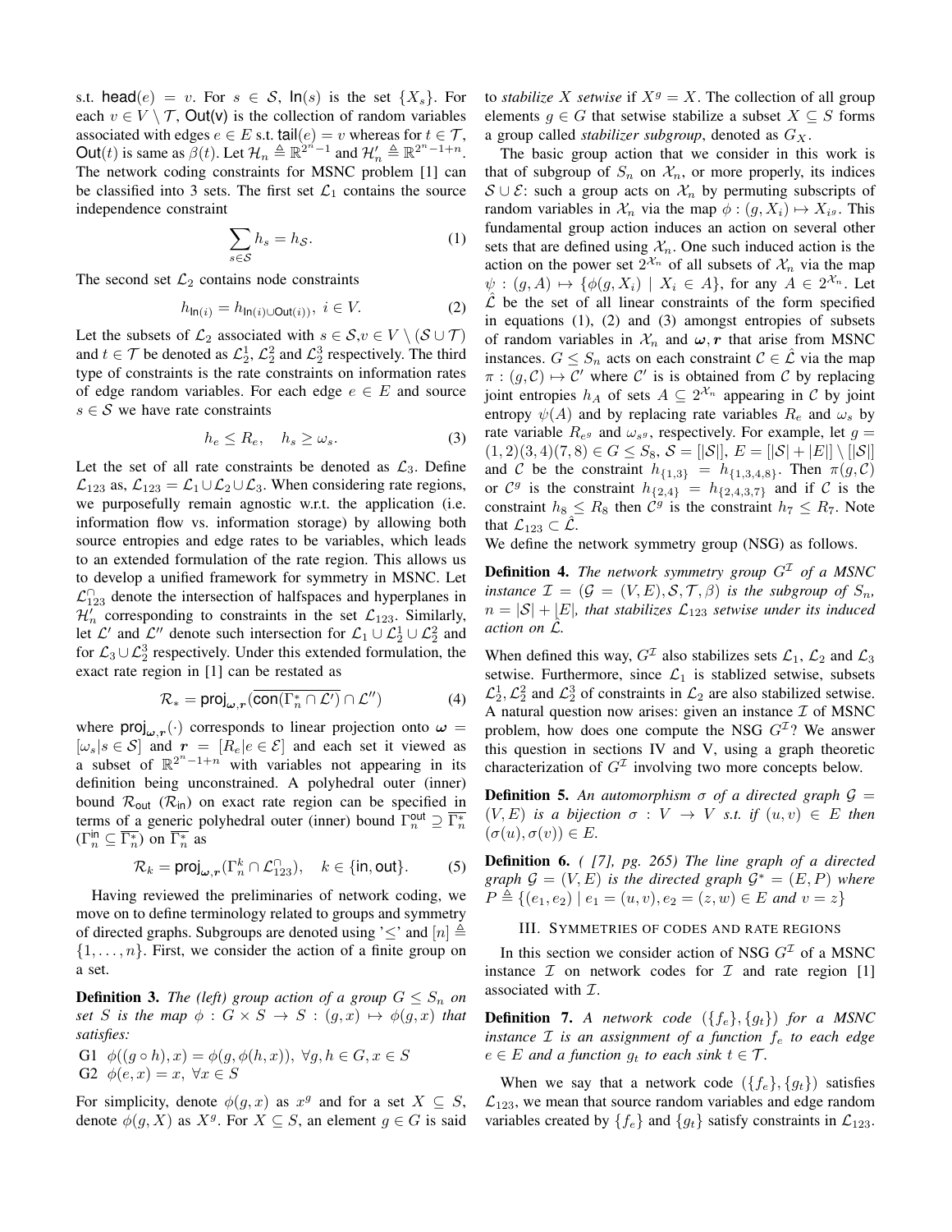s.t. $\mathsf{head}(e) = v$. For $s \in \mathcal{S}$, $\mathsf{In}(s)$ is the set $\{X_s\}$. For each $v \in V \setminus \mathcal{T}$, $\mathsf{Out(v)}$ is the collection of random variables associated with edges $e \in E$ s.t. $\mathsf{tail}(e) = v$ whereas for $t \in \mathcal{T}$, $\mathsf{Out}(t)$ is same as $\beta(t)$. Let $\mathcal{H}_n \triangleq \mathbb{R}^{2^n-1}$ and $\mathcal{H}'_n \triangleq \mathbb{R}^{2^n-1+n}$. The network coding constraints for MSNC problem [1] can be classified into 3 sets. The first set $\mathcal{L}_1$ contains the source independence constraint

$$\sum_{s\in\mathcal{S}} h_s = h_{\mathcal{S}}. \tag{1}$$

The second set $\mathcal{L}_2$ contains node constraints

$$h_{\mathsf{In}(i)} = h_{\mathsf{In}(i)\cup\mathsf{Out}(i))},\ i \in V. \tag{2}$$

Let the subsets of $\mathcal{L}_2$ associated with $s \in \mathcal{S}, v \in V \setminus (\mathcal{S}\cup\mathcal{T})$ and $t \in \mathcal{T}$ be denoted as $\mathcal{L}_2^1$, $\mathcal{L}_2^2$ and $\mathcal{L}_2^3$ respectively. The third type of constraints is the rate constraints on information rates of edge random variables. For each edge $e \in E$ and source $s \in \mathcal{S}$ we have rate constraints

$$h_e \leq R_e, \quad h_s \geq \omega_s. \tag{3}$$

Let the set of all rate constraints be denoted as $\mathcal{L}_3$. Define $\mathcal{L}_{123}$ as, $\mathcal{L}_{123} = \mathcal{L}_1 \cup \mathcal{L}_2 \cup \mathcal{L}_3$. When considering rate regions, we purposefully remain agnostic w.r.t. the application (i.e. information flow vs. information storage) by allowing both source entropies and edge rates to be variables, which leads to an extended formulation of the rate region. This allows us to develop a unified framework for symmetry in MSNC. Let $\mathcal{L}_{123}^{\cap}$ denote the intersection of halfspaces and hyperplanes in $\mathcal{H}'_n$ corresponding to constraints in the set $\mathcal{L}_{123}$. Similarly, let $\mathcal{L}'$ and $\mathcal{L}''$ denote such intersection for $\mathcal{L}_1 \cup \mathcal{L}_2^1 \cup \mathcal{L}_2^2$ and for $\mathcal{L}_3 \cup \mathcal{L}_2^3$ respectively. Under this extended formulation, the exact rate region in [1] can be restated as

$$\mathcal{R}_* = \mathsf{proj}_{\boldsymbol{\omega},\boldsymbol{r}}(\overline{\mathsf{con}(\Gamma_n^* \cap \mathcal{L}')} \cap \mathcal{L}'') \tag{4}$$

where $\mathsf{proj}_{\boldsymbol{\omega},\boldsymbol{r}}(\cdot)$ corresponds to linear projection onto $\boldsymbol{\omega} = [\omega_s | s \in \mathcal{S}]$ and $\boldsymbol{r} = [R_e | e \in \mathcal{E}]$ and each set it viewed as a subset of $\mathbb{R}^{2^n-1+n}$ with variables not appearing in its definition being unconstrained. A polyhedral outer (inner) bound $\mathcal{R}_{\mathsf{out}}$ ($\mathcal{R}_{\mathsf{in}}$) on exact rate region can be specified in terms of a generic polyhedral outer (inner) bound $\Gamma_n^{\mathsf{out}} \supseteq \overline{\Gamma_n^*}$ ($\Gamma_n^{\mathsf{in}} \subseteq \overline{\Gamma_n^*}$) on $\overline{\Gamma_n^*}$ as

$$\mathcal{R}_k = \mathsf{proj}_{\boldsymbol{\omega},\boldsymbol{r}}(\Gamma_n^k \cap \mathcal{L}_{123}^{\cap}), \quad k \in \{\mathsf{in}, \mathsf{out}\}. \tag{5}$$

Having reviewed the preliminaries of network coding, we move on to define terminology related to groups and symmetry of directed graphs. Subgroups are denoted using '$\leq$' and $[n] \triangleq \{1, \ldots, n\}$. First, we consider the action of a finite group on a set.

**Definition 3.** *The (left) group action of a group $G \leq S_n$ on set $S$ is the map $\phi : G \times S \to S : (g, x) \mapsto \phi(g, x)$ that satisfies:*

G1 $\phi((g \circ h), x) = \phi(g, \phi(h, x)),\ \forall g, h \in G, x \in S$

G2 $\phi(e, x) = x,\ \forall x \in S$

For simplicity, denote $\phi(g, x)$ as $x^g$ and for a set $X \subseteq S$, denote $\phi(g, X)$ as $X^g$. For $X \subseteq S$, an element $g \in G$ is said to *stabilize $X$ setwise* if $X^g = X$. The collection of all group elements $g \in G$ that setwise stabilize a subset $X \subseteq S$ forms a group called *stabilizer subgroup*, denoted as $G_X$.

The basic group action that we consider in this work is that of subgroup of $S_n$ on $\mathcal{X}_n$, or more properly, its indices $\mathcal{S} \cup \mathcal{E}$: such a group acts on $\mathcal{X}_n$ by permuting subscripts of random variables in $\mathcal{X}_n$ via the map $\phi : (g, X_i) \mapsto X_{i^g}$. This fundamental group action induces an action on several other sets that are defined using $\mathcal{X}_n$. One such induced action is the action on the power set $2^{\mathcal{X}_n}$ of all subsets of $\mathcal{X}_n$ via the map $\psi : (g, A) \mapsto \{\phi(g, X_i) \mid X_i \in A\}$, for any $A \in 2^{\mathcal{X}_n}$. Let $\hat{\mathcal{L}}$ be the set of all linear constraints of the form specified in equations (1), (2) and (3) amongst entropies of subsets of random variables in $\mathcal{X}_n$ and $\boldsymbol{\omega}, \boldsymbol{r}$ that arise from MSNC instances. $G \leq S_n$ acts on each constraint $\mathcal{C} \in \hat{\mathcal{L}}$ via the map $\pi : (g, \mathcal{C}) \mapsto \mathcal{C}'$ where $\mathcal{C}'$ is is obtained from $\mathcal{C}$ by replacing joint entropies $h_A$ of sets $A \subseteq 2^{\mathcal{X}_n}$ appearing in $\mathcal{C}$ by joint entropy $\psi(A)$ and by replacing rate variables $R_e$ and $\omega_s$ by rate variable $R_{e^g}$ and $\omega_{s^g}$, respectively. For example, let $g = (1, 2)(3, 4)(7, 8) \in G \leq S_8$, $\mathcal{S} = [|\mathcal{S}|]$, $E = [|\mathcal{S}| + |E|] \setminus [|\mathcal{S}|]$ and $\mathcal{C}$ be the constraint $h_{\{1,3\}} = h_{\{1,3,4,8\}}$. Then $\pi(g, \mathcal{C})$ or $\mathcal{C}^g$ is the constraint $h_{\{2,4\}} = h_{\{2,4,3,7\}}$ and if $\mathcal{C}$ is the constraint $h_8 \leq R_8$ then $\mathcal{C}^g$ is the constraint $h_7 \leq R_7$. Note that $\mathcal{L}_{123} \subset \hat{\mathcal{L}}$.

We define the network symmetry group (NSG) as follows.

**Definition 4.** *The network symmetry group $G^{\mathcal{I}}$ of a MSNC instance $\mathcal{I} = (\mathcal{G} = (V, E), \mathcal{S}, \mathcal{T}, \beta)$ is the subgroup of $S_n$, $n = |\mathcal{S}| + |E|$, that stabilizes $\mathcal{L}_{123}$ setwise under its induced action on $\hat{\mathcal{L}}$.*

When defined this way, $G^{\mathcal{I}}$ also stabilizes sets $\mathcal{L}_1$, $\mathcal{L}_2$ and $\mathcal{L}_3$ setwise. Furthermore, since $\mathcal{L}_1$ is stablized setwise, subsets $\mathcal{L}_2^1, \mathcal{L}_2^2$ and $\mathcal{L}_2^3$ of constraints in $\mathcal{L}_2$ are also stabilized setwise. A natural question now arises: given an instance $\mathcal{I}$ of MSNC problem, how does one compute the NSG $G^{\mathcal{I}}$? We answer this question in sections IV and V, using a graph theoretic characterization of $G^{\mathcal{I}}$ involving two more concepts below.

**Definition 5.** *An automorphism $\sigma$ of a directed graph $\mathcal{G} = (V, E)$ is a bijection $\sigma : V \to V$ s.t. if $(u, v) \in E$ then $(\sigma(u), \sigma(v)) \in E$.*

**Definition 6.** *( [7], pg. 265) The line graph of a directed graph $\mathcal{G} = (V, E)$ is the directed graph $\mathcal{G}^* = (E, P)$ where $P \triangleq \{(e_1, e_2) \mid e_1 = (u, v), e_2 = (z, w) \in E$ and $v = z\}$*

## III. Symmetries of codes and rate regions

In this section we consider action of NSG $G^{\mathcal{I}}$ of a MSNC instance $\mathcal{I}$ on network codes for $\mathcal{I}$ and rate region [1] associated with $\mathcal{I}$.

**Definition 7.** *A network code $(\{f_e\}, \{g_t\})$ for a MSNC instance $\mathcal{I}$ is an assignment of a function $f_e$ to each edge $e \in E$ and a function $g_t$ to each sink $t \in \mathcal{T}$.*

When we say that a network code $(\{f_e\}, \{g_t\})$ satisfies $\mathcal{L}_{123}$, we mean that source random variables and edge random variables created by $\{f_e\}$ and $\{g_t\}$ satisfy constraints in $\mathcal{L}_{123}$.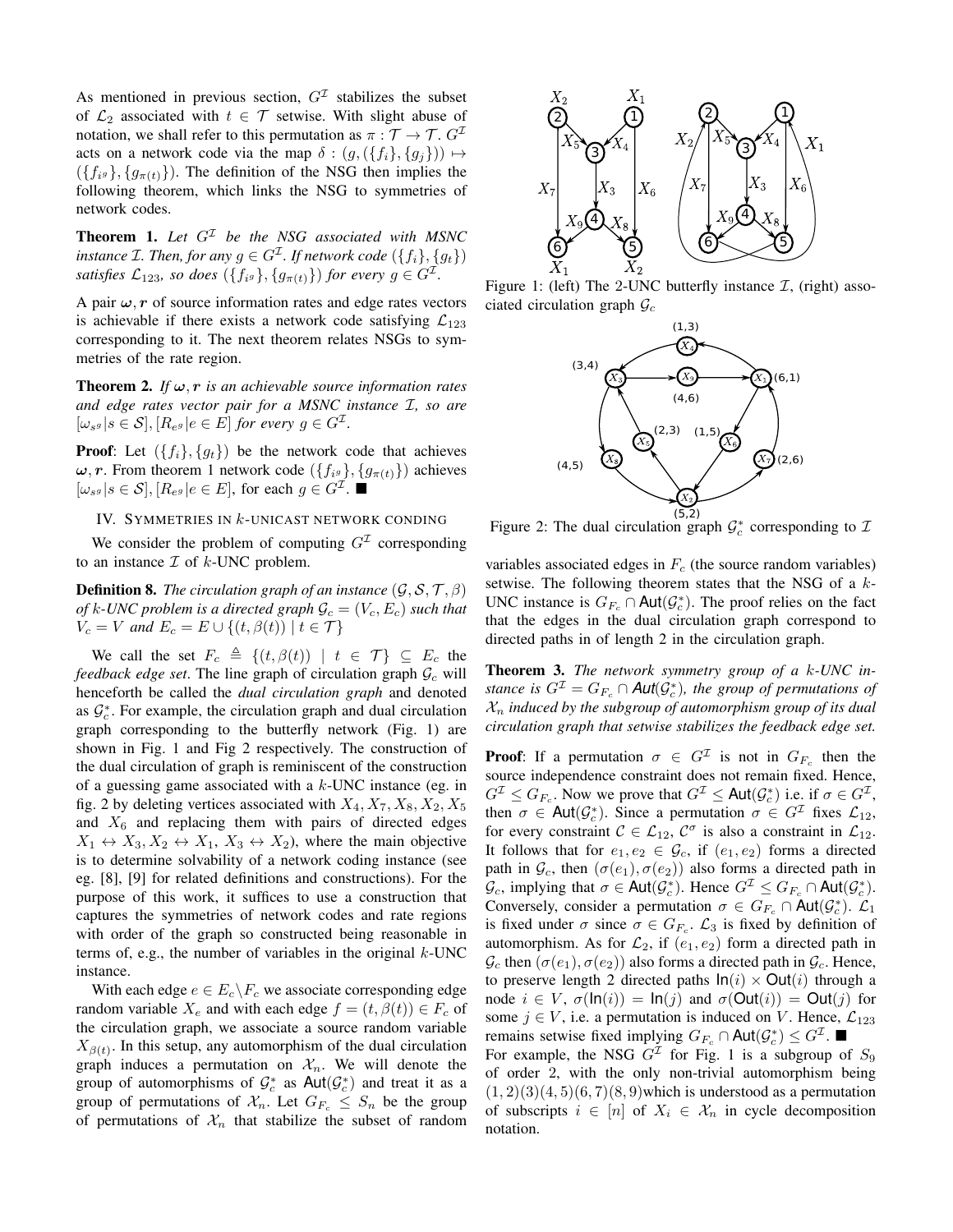As mentioned in previous section, $G^{\mathcal{I}}$ stabilizes the subset of $\mathcal{L}_2$ associated with $t \in \mathcal{T}$ setwise. With slight abuse of notation, we shall refer to this permutation as $\pi : \mathcal{T} \to \mathcal{T}$. $G^{\mathcal{I}}$ acts on a network code via the map $\delta : (g, (\{f_i\}, \{g_j\})) \mapsto (\{f_{i^g}\}, \{g_{\pi(t)}\})$. The definition of the NSG then implies the following theorem, which links the NSG to symmetries of network codes.

**Theorem 1.** *Let $G^{\mathcal{I}}$ be the NSG associated with MSNC instance $\mathcal{I}$. Then, for any $g \in G^{\mathcal{I}}$. If network code $(\{f_i\}, \{g_t\})$ satisfies $\mathcal{L}_{123}$, so does $(\{f_{i^g}\}, \{g_{\pi(t)}\})$ for every $g \in G^{\mathcal{I}}$.*

A pair $\boldsymbol{\omega}, \boldsymbol{r}$ of source information rates and edge rates vectors is achievable if there exists a network code satisfying $\mathcal{L}_{123}$ corresponding to it. The next theorem relates NSGs to symmetries of the rate region.

**Theorem 2.** *If $\boldsymbol{\omega}, \boldsymbol{r}$ is an achievable source information rates and edge rates vector pair for a MSNC instance $\mathcal{I}$, so are $[\omega_{s^g} | s \in \mathcal{S}], [R_{e^g} | e \in E]$ for every $g \in G^{\mathcal{I}}$.*

**Proof**: Let $(\{f_i\}, \{g_t\})$ be the network code that achieves $\boldsymbol{\omega}, \boldsymbol{r}$. From theorem 1 network code $(\{f_{i^g}\}, \{g_{\pi(t)}\})$ achieves $[\omega_{s^g} | s \in \mathcal{S}], [R_{e^g} | e \in E]$, for each $g \in G^{\mathcal{I}}$. ■

## IV. Symmetries in $k$-unicast network conding

We consider the problem of computing $G^{\mathcal{I}}$ corresponding to an instance $\mathcal{I}$ of $k$-UNC problem.

**Definition 8.** *The circulation graph of an instance $(\mathcal{G}, \mathcal{S}, \mathcal{T}, \beta)$ of $k$-UNC problem is a directed graph $\mathcal{G}_c = (V_c, E_c)$ such that $V_c = V$ and $E_c = E \cup \{(t, \beta(t)) \mid t \in \mathcal{T}\}$*

We call the set $F_c \triangleq \{(t, \beta(t)) \mid t \in \mathcal{T}\} \subseteq E_c$ the *feedback edge set*. The line graph of circulation graph $\mathcal{G}_c$ will henceforth be called the *dual circulation graph* and denoted as $\mathcal{G}_c^*$. For example, the circulation graph and dual circulation graph corresponding to the butterfly network (Fig. 1) are shown in Fig. 1 and Fig 2 respectively. The construction of the dual circulation of graph is reminiscent of the construction of a guessing game associated with a $k$-UNC instance (eg. in fig. 2 by deleting vertices associated with $X_4, X_7, X_8, X_2, X_5$ and $X_6$ and replacing them with pairs of directed edges $X_1 \leftrightarrow X_3, X_2 \leftrightarrow X_1, X_3 \leftrightarrow X_2$), where the main objective is to determine solvability of a network coding instance (see eg. [8], [9] for related definitions and constructions). For the purpose of this work, it suffices to use a construction that captures the symmetries of network codes and rate regions with order of the graph so constructed being reasonable in terms of, e.g., the number of variables in the original $k$-UNC instance.

With each edge $e \in E_c \setminus F_c$ we associate corresponding edge random variable $X_e$ and with each edge $f = (t, \beta(t)) \in F_c$ of the circulation graph, we associate a source random variable $X_{\beta(t)}$. In this setup, any automorphism of the dual circulation graph induces a permutation on $\mathcal{X}_n$. We will denote the group of automorphisms of $\mathcal{G}_c^*$ as $\mathsf{Aut}(\mathcal{G}_c^*)$ and treat it as a group of permutations of $\mathcal{X}_n$. Let $G_{F_c} \leq S_n$ be the group of permutations of $\mathcal{X}_n$ that stabilize the subset of random variables associated edges in $F_c$ (the source random variables) setwise. The following theorem states that the NSG of a $k$-UNC instance is $G_{F_c} \cap \mathsf{Aut}(\mathcal{G}_c^*)$. The proof relies on the fact that the edges in the dual circulation graph correspond to directed paths in of length 2 in the circulation graph.

Figure 1: (left) The 2-UNC butterfly instance $\mathcal{I}$, (right) associated circulation graph $\mathcal{G}_c$

Figure 2: The dual circulation graph $\mathcal{G}_c^*$ corresponding to $\mathcal{I}$

**Theorem 3.** *The network symmetry group of a $k$-UNC instance is $G^{\mathcal{I}} = G_{F_c} \cap \mathsf{Aut}(\mathcal{G}_c^*)$, the group of permutations of $\mathcal{X}_n$ induced by the subgroup of automorphism group of its dual circulation graph that setwise stabilizes the feedback edge set.*

**Proof**: If a permutation $\sigma \in G^{\mathcal{I}}$ is not in $G_{F_c}$ then the source independence constraint does not remain fixed. Hence, $G^{\mathcal{I}} \leq G_{F_c}$. Now we prove that $G^{\mathcal{I}} \leq \mathsf{Aut}(\mathcal{G}_c^*)$ i.e. if $\sigma \in G^{\mathcal{I}}$, then $\sigma \in \mathsf{Aut}(\mathcal{G}_c^*)$. Since a permutation $\sigma \in G^{\mathcal{I}}$ fixes $\mathcal{L}_{12}$, for every constraint $\mathcal{C} \in \mathcal{L}_{12}$, $\mathcal{C}^{\sigma}$ is also a constraint in $\mathcal{L}_{12}$. It follows that for $e_1, e_2 \in \mathcal{G}_c$, if $(e_1, e_2)$ forms a directed path in $\mathcal{G}_c$, then $(\sigma(e_1), \sigma(e_2))$ also forms a directed path in $\mathcal{G}_c$, implying that $\sigma \in \mathsf{Aut}(\mathcal{G}_c^*)$. Hence $G^{\mathcal{I}} \leq G_{F_c} \cap \mathsf{Aut}(\mathcal{G}_c^*)$. Conversely, consider a permutation $\sigma \in G_{F_c} \cap \mathsf{Aut}(\mathcal{G}_c^*)$. $\mathcal{L}_1$ is fixed under $\sigma$ since $\sigma \in G_{F_c}$. $\mathcal{L}_3$ is fixed by definition of automorphism. As for $\mathcal{L}_2$, if $(e_1, e_2)$ form a directed path in $\mathcal{G}_c$ then $(\sigma(e_1), \sigma(e_2))$ also forms a directed path in $\mathcal{G}_c$. Hence, to preserve length 2 directed paths $\mathsf{In}(i) \times \mathsf{Out}(i)$ through a node $i \in V$, $\sigma(\mathsf{In}(i)) = \mathsf{In}(j)$ and $\sigma(\mathsf{Out}(i)) = \mathsf{Out}(j)$ for some $j \in V$, i.e. a permutation is induced on $V$. Hence, $\mathcal{L}_{123}$ remains setwise fixed implying $G_{F_c} \cap \mathsf{Aut}(\mathcal{G}_c^*) \leq G^{\mathcal{I}}$. ■

For example, the NSG $G^{\mathcal{I}}$ for Fig. 1 is a subgroup of $S_9$ of order 2, with the only non-trivial automorphism being $(1, 2)(3)(4, 5)(6, 7)(8, 9)$which is understood as a permutation of subscripts $i \in [n]$ of $X_i \in \mathcal{X}_n$ in cycle decomposition notation.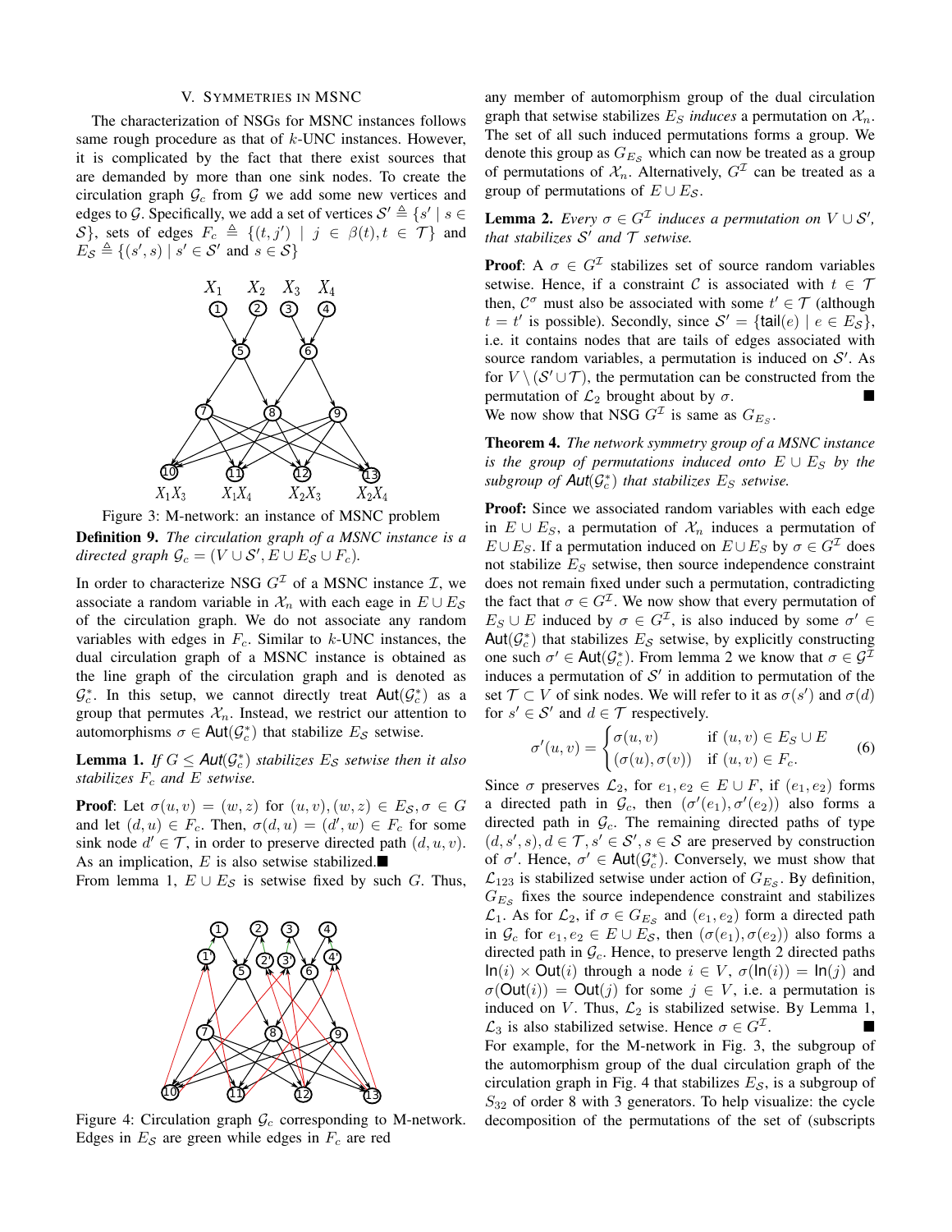## V. Symmetries in MSNC

The characterization of NSGs for MSNC instances follows same rough procedure as that of $k$-UNC instances. However, it is complicated by the fact that there exist sources that are demanded by more than one sink nodes. To create the circulation graph $\mathcal{G}_c$ from $\mathcal{G}$ we add some new vertices and edges to $\mathcal{G}$. Specifically, we add a set of vertices $\mathcal{S}' \triangleq \{s' \mid s \in \mathcal{S}\}$, sets of edges $F_c \triangleq \{(t, j') \mid j \in \beta(t), t \in \mathcal{T}\}$ and $E_{\mathcal{S}} \triangleq \{(s', s) \mid s' \in \mathcal{S}' \text{ and } s \in \mathcal{S}\}$

Figure 3: M-network: an instance of MSNC problem

**Definition 9.** *The circulation graph of a MSNC instance is a directed graph $\mathcal{G}_c = (V \cup \mathcal{S}', E \cup E_{\mathcal{S}} \cup F_c)$.*

In order to characterize NSG $G^{\mathcal{I}}$ of a MSNC instance $\mathcal{I}$, we associate a random variable in $\mathcal{X}_n$ with each eage in $E \cup E_{\mathcal{S}}$ of the circulation graph. We do not associate any random variables with edges in $F_c$. Similar to $k$-UNC instances, the dual circulation graph of a MSNC instance is obtained as the line graph of the circulation graph and is denoted as $\mathcal{G}_c^*$. In this setup, we cannot directly treat $\mathsf{Aut}(\mathcal{G}_c^*)$ as a group that permutes $\mathcal{X}_n$. Instead, we restrict our attention to automorphisms $\sigma \in \mathsf{Aut}(\mathcal{G}_c^*)$ that stabilize $E_{\mathcal{S}}$ setwise.

**Lemma 1.** *If $G \leq \mathsf{Aut}(\mathcal{G}_c^*)$ stabilizes $E_{\mathcal{S}}$ setwise then it also stabilizes $F_c$ and $E$ setwise.*

**Proof**: Let $\sigma(u, v) = (w, z)$ for $(u, v), (w, z) \in E_{\mathcal{S}}, \sigma \in G$ and let $(d, u) \in F_c$. Then, $\sigma(d, u) = (d', w) \in F_c$ for some sink node $d' \in \mathcal{T}$, in order to preserve directed path $(d, u, v)$. As an implication, $E$ is also setwise stabilized. ■

From lemma 1, $E \cup E_{\mathcal{S}}$ is setwise fixed by such $G$. Thus,

Figure 4: Circulation graph $\mathcal{G}_c$ corresponding to M-network. Edges in $E_{\mathcal{S}}$ are green while edges in $F_c$ are red

any member of automorphism group of the dual circulation graph that setwise stabilizes $E_S$ *induces* a permutation on $\mathcal{X}_n$. The set of all such induced permutations forms a group. We denote this group as $G_{E_S}$ which can now be treated as a group of permutations of $\mathcal{X}_n$. Alternatively, $G^{\mathcal{I}}$ can be treated as a group of permutations of $E \cup E_{\mathcal{S}}$.

**Lemma 2.** *Every $\sigma \in G^{\mathcal{I}}$ induces a permutation on $V \cup \mathcal{S}'$, that stabilizes $\mathcal{S}'$ and $\mathcal{T}$ setwise.*

**Proof**: A $\sigma \in G^{\mathcal{I}}$ stabilizes set of source random variables setwise. Hence, if a constraint $\mathcal{C}$ is associated with $t \in \mathcal{T}$ then, $\mathcal{C}^{\sigma}$ must also be associated with some $t' \in \mathcal{T}$ (although $t = t'$ is possible). Secondly, since $\mathcal{S}' = \{\mathsf{tail}(e) \mid e \in E_{\mathcal{S}}\}$, i.e. it contains nodes that are tails of edges associated with source random variables, a permutation is induced on $\mathcal{S}'$. As for $V \setminus (\mathcal{S}' \cup \mathcal{T})$, the permutation can be constructed from the permutation of $\mathcal{L}_2$ brought about by $\sigma$. ■

We now show that NSG $G^{\mathcal{I}}$ is same as $G_{E_S}$.

**Theorem 4.** *The network symmetry group of a MSNC instance is the group of permutations induced onto $E \cup E_S$ by the subgroup of $\mathsf{Aut}(\mathcal{G}_c^*)$ that stabilizes $E_S$ setwise.*

**Proof:** Since we associated random variables with each edge in $E \cup E_S$, a permutation of $\mathcal{X}_n$ induces a permutation of $E \cup E_S$. If a permutation induced on $E \cup E_S$ by $\sigma \in G^{\mathcal{I}}$ does not stabilize $E_S$ setwise, then source independence constraint does not remain fixed under such a permutation, contradicting the fact that $\sigma \in G^{\mathcal{I}}$. We now show that every permutation of $E_S \cup E$ induced by $\sigma \in G^{\mathcal{I}}$, is also induced by some $\sigma' \in \mathsf{Aut}(\mathcal{G}_c^*)$ that stabilizes $E_S$ setwise, by explicitly constructing one such $\sigma' \in \mathsf{Aut}(\mathcal{G}_c^*)$. From lemma 2 we know that $\sigma \in \mathcal{G}^{\mathcal{I}}$ induces a permutation of $\mathcal{S}'$ in addition to permutation of the set $\mathcal{T} \subset V$ of sink nodes. We will refer to it as $\sigma(s')$ and $\sigma(d)$ for $s' \in \mathcal{S}'$ and $d \in \mathcal{T}$ respectively.

$$\sigma'(u, v) = \begin{cases} \sigma(u, v) & \text{if } (u, v) \in E_{\mathcal{S}} \cup E \\ (\sigma(u), \sigma(v)) & \text{if } (u, v) \in F_c. \end{cases} \tag{6}$$

Since $\sigma$ preserves $\mathcal{L}_2$, for $e_1, e_2 \in E \cup F$, if $(e_1, e_2)$ forms a directed path in $\mathcal{G}_c$, then $(\sigma'(e_1), \sigma'(e_2))$ also forms a directed path in $\mathcal{G}_c$. The remaining directed paths of type $(d, s', s), d \in \mathcal{T}, s' \in \mathcal{S}', s \in \mathcal{S}$ are preserved by construction of $\sigma'$. Hence, $\sigma' \in \mathsf{Aut}(\mathcal{G}_c^*)$. Conversely, we must show that $\mathcal{L}_{123}$ is stabilized setwise under action of $G_{E_S}$. By definition, $G_{E_S}$ fixes the source independence constraint and stabilizes $\mathcal{L}_1$. As for $\mathcal{L}_2$, if $\sigma \in G_{E_S}$ and $(e_1, e_2)$ form a directed path in $\mathcal{G}_c$ for $e_1, e_2 \in E \cup E_S$, then $(\sigma(e_1), \sigma(e_2))$ also forms a directed path in $\mathcal{G}_c$. Hence, to preserve length 2 directed paths $\mathsf{In}(i) \times \mathsf{Out}(i)$ through a node $i \in V$, $\sigma(\mathsf{In}(i)) = \mathsf{In}(j)$ and $\sigma(\mathsf{Out}(i)) = \mathsf{Out}(j)$ for some $j \in V$, i.e. a permutation is induced on $V$. Thus, $\mathcal{L}_2$ is stabilized setwise. By Lemma 1, $\mathcal{L}_3$ is also stabilized setwise. Hence $\sigma \in G^{\mathcal{I}}$. ■

For example, for the M-network in Fig. 3, the subgroup of the automorphism group of the dual circulation graph of the circulation graph in Fig. 4 that stabilizes $E_S$, is a subgroup of $S_{32}$ of order 8 with 3 generators. To help visualize: the cycle decomposition of the permutations of the set of (subscripts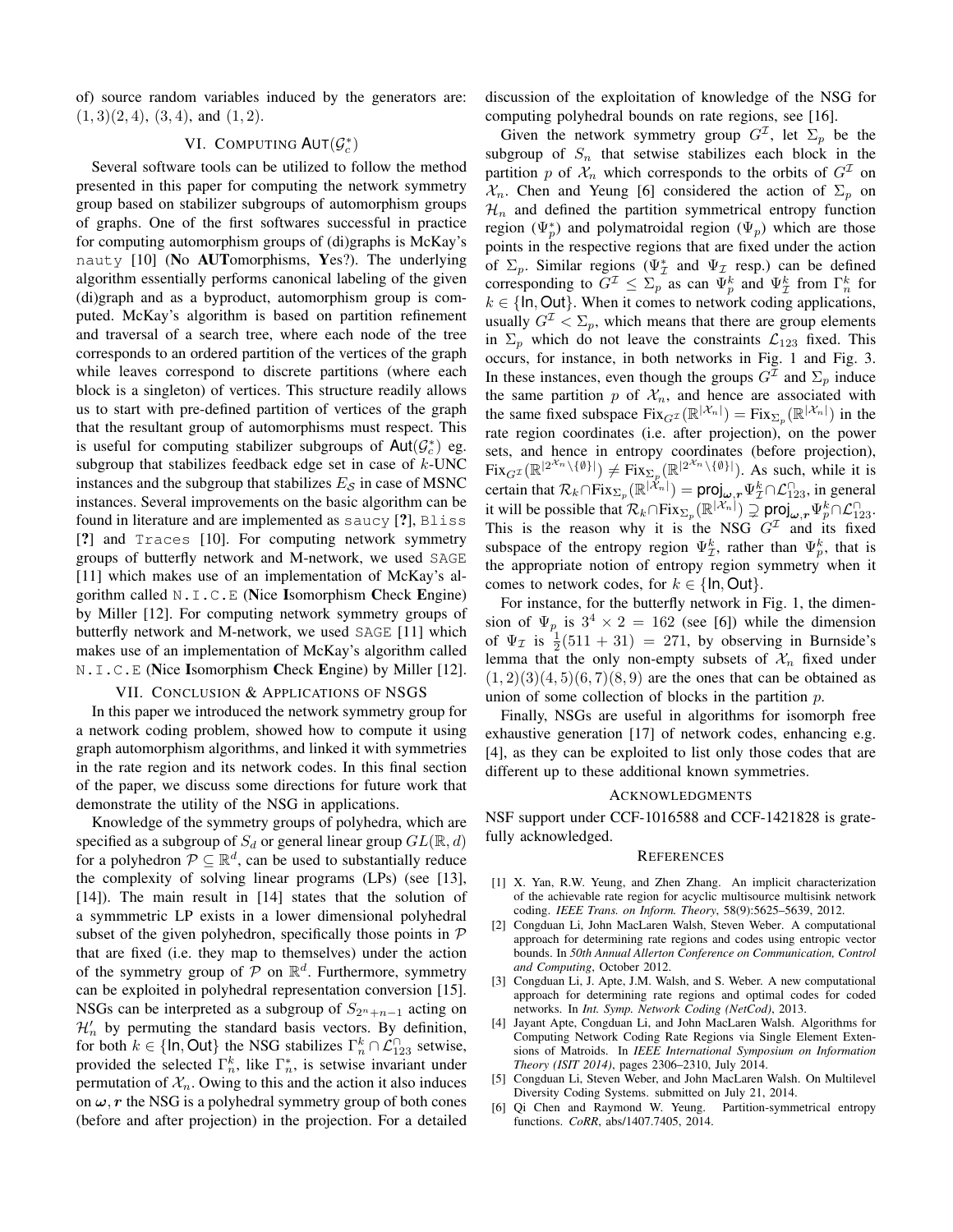of) source random variables induced by the generators are: $(1,3)(2,4)$, $(3,4)$, and $(1,2)$.

## VI. Computing $\mathsf{Aut}(\mathcal{G}_c^*)$

Several software tools can be utilized to follow the method presented in this paper for computing the network symmetry group based on stabilizer subgroups of automorphism groups of graphs. One of the first softwares successful in practice for computing automorphism groups of (di)graphs is McKay's `nauty` [10] (**N**o **AUT**omorphisms, **Y**es?). The underlying algorithm essentially performs canonical labeling of the given (di)graph and as a byproduct, automorphism group is computed. McKay's algorithm is based on partition refinement and traversal of a search tree, where each node of the tree corresponds to an ordered partition of the vertices of the graph while leaves correspond to discrete partitions (where each block is a singleton) of vertices. This structure readily allows us to start with pre-defined partition of vertices of the graph that the resultant group of automorphisms must respect. This is useful for computing stabilizer subgroups of $\mathsf{Aut}(\mathcal{G}_c^*)$ eg. subgroup that stabilizes feedback edge set in case of $k$-UNC instances and the subgroup that stabilizes $E_{\mathcal{S}}$ in case of MSNC instances. Several improvements on the basic algorithm can be found in literature and are implemented as `saucy` [?], `Bliss` [?] and `Traces` [10]. For computing network symmetry groups of butterfly network and M-network, we used `SAGE` [11] which makes use of an implementation of McKay's algorithm called `N.I.C.E` (**N**ice **I**somorphism **C**heck **E**ngine) by Miller [12]. For computing network symmetry groups of butterfly network and M-network, we used `SAGE` [11] which makes use of an implementation of McKay's algorithm called `N.I.C.E` (**N**ice **I**somorphism **C**heck **E**ngine) by Miller [12].

## VII. Conclusion & Applications of NSGs

In this paper we introduced the network symmetry group for a network coding problem, showed how to compute it using graph automorphism algorithms, and linked it with symmetries in the rate region and its network codes. In this final section of the paper, we discuss some directions for future work that demonstrate the utility of the NSG in applications.

Knowledge of the symmetry groups of polyhedra, which are specified as a subgroup of $S_d$ or general linear group $GL(\mathbb{R},d)$ for a polyhedron $\mathcal{P} \subseteq \mathbb{R}^d$, can be used to substantially reduce the complexity of solving linear programs (LPs) (see [13], [14]). The main result in [14] states that the solution of a symmmetric LP exists in a lower dimensional polyhedral subset of the given polyhedron, specifically those points in $\mathcal{P}$ that are fixed (i.e. they map to themselves) under the action of the symmetry group of $\mathcal{P}$ on $\mathbb{R}^d$. Furthermore, symmetry can be exploited in polyhedral representation conversion [15]. NSGs can be interpreted as a subgroup of $S_{2^n+n-1}$ acting on $\mathcal{H}_n'$ by permuting the standard basis vectors. By definition, for both $k \in \{\mathsf{In}, \mathsf{Out}\}$ the NSG stabilizes $\Gamma_n^k \cap \mathcal{L}_{123}^{\cap}$ setwise, provided the selected $\Gamma_n^k$, like $\Gamma_n^*$, is setwise invariant under permutation of $\mathcal{X}_n$. Owing to this and the action it also induces on $\boldsymbol{\omega}, \boldsymbol{r}$ the NSG is a polyhedral symmetry group of both cones (before and after projection) in the projection. For a detailed discussion of the exploitation of knowledge of the NSG for computing polyhedral bounds on rate regions, see [16].

Given the network symmetry group $G^{\mathcal{I}}$, let $\Sigma_p$ be the subgroup of $S_n$ that setwise stabilizes each block in the partition $p$ of $\mathcal{X}_n$ which corresponds to the orbits of $G^{\mathcal{I}}$ on $\mathcal{X}_n$. Chen and Yeung [6] considered the action of $\Sigma_p$ on $\mathcal{H}_n$ and defined the partition symmetrical entropy function region ($\Psi_p^*$) and polymatroidal region ($\Psi_p$) which are those points in the respective regions that are fixed under the action of $\Sigma_p$. Similar regions ($\Psi_{\mathcal{I}}^*$ and $\Psi_{\mathcal{I}}$ resp.) can be defined corresponding to $G^{\mathcal{I}} \leq \Sigma_p$ as can $\Psi_p^k$ and $\Psi_{\mathcal{I}}^k$ from $\Gamma_n^k$ for $k \in \{\mathsf{In}, \mathsf{Out}\}$. When it comes to network coding applications, usually $G^{\mathcal{I}} < \Sigma_p$, which means that there are group elements in $\Sigma_p$ which do not leave the constraints $\mathcal{L}_{123}$ fixed. This occurs, for instance, in both networks in Fig. 1 and Fig. 3. In these instances, even though the groups $G^{\mathcal{I}}$ and $\Sigma_p$ induce the same partition $p$ of $\mathcal{X}_n$, and hence are associated with the same fixed subspace $\mathrm{Fix}_{G^{\mathcal{I}}}(\mathbb{R}^{|\mathcal{X}_n|}) = \mathrm{Fix}_{\Sigma_p}(\mathbb{R}^{|\mathcal{X}_n|})$ in the rate region coordinates (i.e. after projection), on the power sets, and hence in entropy coordinates (before projection), $\mathrm{Fix}_{G^{\mathcal{I}}}(\mathbb{R}^{|2^{\mathcal{X}_n}\setminus\{\emptyset\}|}) \neq \mathrm{Fix}_{\Sigma_p}(\mathbb{R}^{|2^{\mathcal{X}_n}\setminus\{\emptyset\}|})$. As such, while it is certain that $\mathcal{R}_k \cap \mathrm{Fix}_{\Sigma_p}(\mathbb{R}^{|\mathcal{X}_n|}) = \mathsf{proj}_{\boldsymbol{\omega},\boldsymbol{r}} \Psi_{\mathcal{I}}^k \cap \mathcal{L}_{123}^{\cap}$, in general it will be possible that $\mathcal{R}_k \cap \mathrm{Fix}_{\Sigma_p}(\mathbb{R}^{|\mathcal{X}_n|}) \supsetneq \mathsf{proj}_{\boldsymbol{\omega},\boldsymbol{r}} \Psi_p^k \cap \mathcal{L}_{123}^{\cap}$. This is the reason why it is the NSG $G^{\mathcal{I}}$ and its fixed subspace of the entropy region $\Psi_{\mathcal{I}}^k$, rather than $\Psi_p^k$, that is the appropriate notion of entropy region symmetry when it comes to network codes, for $k \in \{\mathsf{In}, \mathsf{Out}\}$.

For instance, for the butterfly network in Fig. 1, the dimension of $\Psi_p$ is $3^4 \times 2 = 162$ (see [6]) while the dimension of $\Psi_{\mathcal{I}}$ is $\frac{1}{2}(511+31) = 271$, by observing in Burnside's lemma that the only non-empty subsets of $\mathcal{X}_n$ fixed under $(1,2)(3)(4,5)(6,7)(8,9)$ are the ones that can be obtained as union of some collection of blocks in the partition $p$.

Finally, NSGs are useful in algorithms for isomorph free exhaustive generation [17] of network codes, enhancing e.g. [4], as they can be exploited to list only those codes that are different up to these additional known symmetries.

## Acknowledgments

NSF support under CCF-1016588 and CCF-1421828 is gratefully acknowledged.

## References

[1] X. Yan, R.W. Yeung, and Zhen Zhang. An implicit characterization of the achievable rate region for acyclic multisource multisink network coding. *IEEE Trans. on Inform. Theory*, 58(9):5625–5639, 2012.

[2] Congduan Li, John MacLaren Walsh, Steven Weber. A computational approach for determining rate regions and codes using entropic vector bounds. In *50th Annual Allerton Conference on Communication, Control and Computing*, October 2012.

[3] Congduan Li, J. Apte, J.M. Walsh, and S. Weber. A new computational approach for determining rate regions and optimal codes for coded networks. In *Int. Symp. Network Coding (NetCod)*, 2013.

[4] Jayant Apte, Congduan Li, and John MacLaren Walsh. Algorithms for Computing Network Coding Rate Regions via Single Element Extensions of Matroids. In *IEEE International Symposium on Information Theory (ISIT 2014)*, pages 2306–2310, July 2014.

[5] Congduan Li, Steven Weber, and John MacLaren Walsh. On Multilevel Diversity Coding Systems. submitted on July 21, 2014.

[6] Qi Chen and Raymond W. Yeung. Partition-symmetrical entropy functions. *CoRR*, abs/1407.7405, 2014.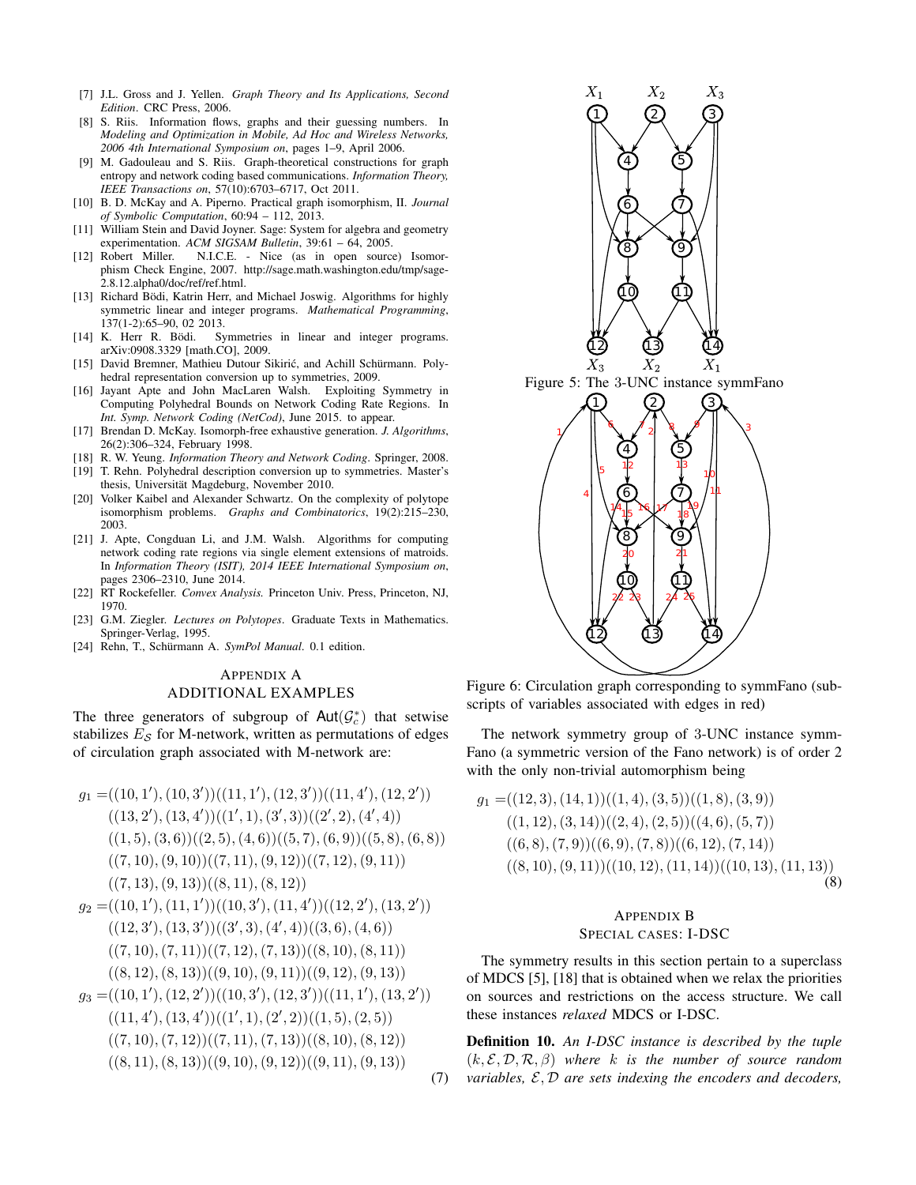[7] J.L. Gross and J. Yellen. *Graph Theory and Its Applications, Second Edition*. CRC Press, 2006.

[8] S. Riis. Information flows, graphs and their guessing numbers. In *Modeling and Optimization in Mobile, Ad Hoc and Wireless Networks, 2006 4th International Symposium on*, pages 1–9, April 2006.

[9] M. Gadouleau and S. Riis. Graph-theoretical constructions for graph entropy and network coding based communications. *Information Theory, IEEE Transactions on*, 57(10):6703–6717, Oct 2011.

[10] B. D. McKay and A. Piperno. Practical graph isomorphism, II. *Journal of Symbolic Computation*, 60:94 – 112, 2013.

[11] William Stein and David Joyner. Sage: System for algebra and geometry experimentation. *ACM SIGSAM Bulletin*, 39:61 – 64, 2005.

[12] Robert Miller. N.I.C.E. - Nice (as in open source) Isomorphism Check Engine, 2007. http://sage.math.washington.edu/tmp/sage-2.8.12.alpha0/doc/ref/ref.html.

[13] Richard Bödi, Katrin Herr, and Michael Joswig. Algorithms for highly symmetric linear and integer programs. *Mathematical Programming*, 137(1-2):65–90, 02 2013.

[14] K. Herr R. Bödi. Symmetries in linear and integer programs. arXiv:0908.3329 [math.CO], 2009.

[15] David Bremner, Mathieu Dutour Sikirić, and Achill Schürmann. Polyhedral representation conversion up to symmetries, 2009.

[16] Jayant Apte and John MacLaren Walsh. Exploiting Symmetry in Computing Polyhedral Bounds on Network Coding Rate Regions. In *Int. Symp. Network Coding (NetCod)*, June 2015. to appear.

[17] Brendan D. McKay. Isomorph-free exhaustive generation. *J. Algorithms*, 26(2):306–324, February 1998.

[18] R. W. Yeung. *Information Theory and Network Coding*. Springer, 2008.

[19] T. Rehn. Polyhedral description conversion up to symmetries. Master's thesis, Universität Magdeburg, November 2010.

[20] Volker Kaibel and Alexander Schwartz. On the complexity of polytope isomorphism problems. *Graphs and Combinatorics*, 19(2):215–230, 2003.

[21] J. Apte, Congduan Li, and J.M. Walsh. Algorithms for computing network coding rate regions via single element extensions of matroids. In *Information Theory (ISIT), 2014 IEEE International Symposium on*, pages 2306–2310, June 2014.

[22] RT Rockefeller. *Convex Analysis.* Princeton Univ. Press, Princeton, NJ, 1970.

[23] G.M. Ziegler. *Lectures on Polytopes*. Graduate Texts in Mathematics. Springer-Verlag, 1995.

[24] Rehn, T., Schürmann A. *SymPol Manual*. 0.1 edition.

## Appendix A
## Additional Examples

The three generators of subgroup of $\mathsf{Aut}(\mathcal{G}_c^*)$ that setwise stabilizes $E_{\mathcal{S}}$ for M-network, written as permutations of edges of circulation graph associated with M-network are:

$$
\begin{aligned}
g_1 =& ((10,1'),(10,3'))((11,1'),(12,3'))((11,4'),(12,2'))\\
&((13,2'),(13,4'))((1',1),(3',3))((2',2),(4',4))\\
&((1,5),(3,6))((2,5),(4,6))((5,7),(6,9))((5,8),(6,8))\\
&((7,10),(9,10))((7,11),(9,12))((7,12),(9,11))\\
&((7,13),(9,13))((8,11),(8,12))\\
g_2 =& ((10,1'),(11,1'))((10,3'),(11,4'))((12,2'),(13,2'))\\
&((12,3'),(13,3'))((3',3),(4',4))((3,6),(4,6))\\
&((7,10),(7,11))((7,12),(7,13))((8,10),(8,11))\\
&((8,12),(8,13))((9,10),(9,11))((9,12),(9,13))\\
g_3 =& ((10,1'),(12,2'))((10,3'),(12,3'))((11,1'),(13,2'))\\
&((11,4'),(13,4'))((1',1),(2',2))((1,5),(2,5))\\
&((7,10),(7,12))((7,11),(7,13))((8,10),(8,12))\\
&((8,11),(8,13))((9,10),(9,12))((9,11),(9,13))
\end{aligned}
\tag{7}
$$

Figure 5: The 3-UNC instance symmFano

Figure 6: Circulation graph corresponding to symmFano (subscripts of variables associated with edges in red)

The network symmetry group of 3-UNC instance symmFano (a symmetric version of the Fano network) is of order 2 with the only non-trivial automorphism being

$$
\begin{aligned}
g_1 =& ((12,3),(14,1))((1,4),(3,5))((1,8),(3,9))\\
&((1,12),(3,14))((2,4),(2,5))((4,6),(5,7))\\
&((6,8),(7,9))((6,9),(7,8))((6,12),(7,14))\\
&((8,10),(9,11))((10,12),(11,14))((10,13),(11,13))
\end{aligned}
\tag{8}
$$

## Appendix B
## Special cases: I-DSC

The symmetry results in this section pertain to a superclass of MDCS [5], [18] that is obtained when we relax the priorities on sources and restrictions on the access structure. We call these instances *relaxed* MDCS or I-DSC.

**Definition 10.** *An I-DSC instance is described by the tuple $(k, \mathcal{E}, \mathcal{D}, \mathcal{R}, \beta)$ where $k$ is the number of source random variables, $\mathcal{E}, \mathcal{D}$ are sets indexing the encoders and decoders,*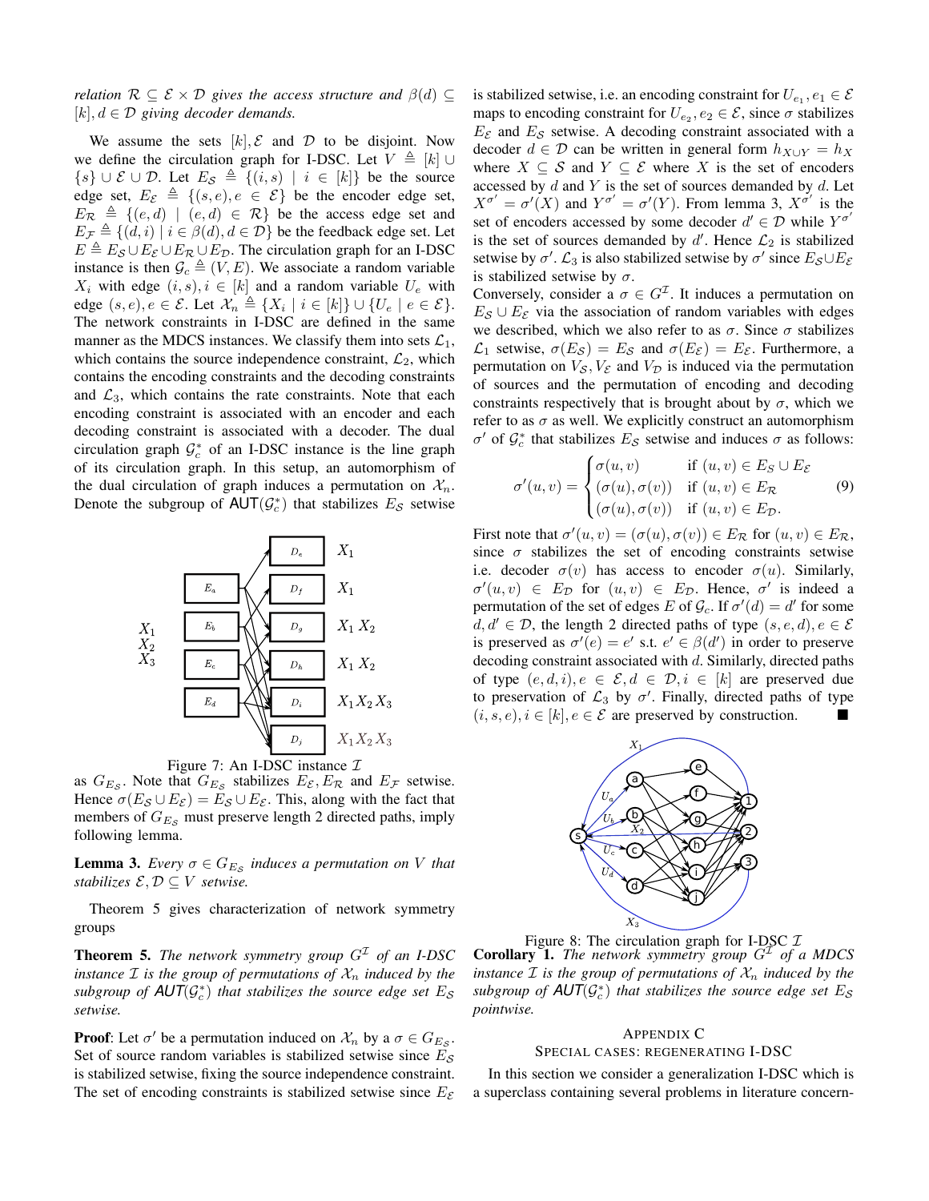*relation $\mathcal{R} \subseteq \mathcal{E} \times \mathcal{D}$ gives the access structure and $\beta(d) \subseteq [k], d \in \mathcal{D}$ giving decoder demands.*

We assume the sets $[k], \mathcal{E}$ and $\mathcal{D}$ to be disjoint. Now we define the circulation graph for I-DSC. Let $V \triangleq [k] \cup \{s\} \cup \mathcal{E} \cup \mathcal{D}$. Let $E_{\mathcal{S}} \triangleq \{(i,s) \mid i \in [k]\}$ be the source edge set, $E_{\mathcal{E}} \triangleq \{(s,e), e \in \mathcal{E}\}$ be the encoder edge set, $E_{\mathcal{R}} \triangleq \{(e,d) \mid (e,d) \in \mathcal{R}\}$ be the access edge set and $E_{\mathcal{F}} \triangleq \{(d,i) \mid i \in \beta(d), d \in \mathcal{D}\}$ be the feedback edge set. Let $E \triangleq E_{\mathcal{S}} \cup E_{\mathcal{E}} \cup E_{\mathcal{R}} \cup E_{\mathcal{D}}$. The circulation graph for an I-DSC instance is then $\mathcal{G}_c \triangleq (V, E)$. We associate a random variable $X_i$ with edge $(i,s), i \in [k]$ and a random variable $U_e$ with edge $(s,e), e \in \mathcal{E}$. Let $\mathcal{X}_n \triangleq \{X_i \mid i \in [k]\} \cup \{U_e \mid e \in \mathcal{E}\}$. The network constraints in I-DSC are defined in the same manner as the MDCS instances. We classify them into sets $\mathcal{L}_1$, which contains the source independence constraint, $\mathcal{L}_2$, which contains the encoding constraints and the decoding constraints and $\mathcal{L}_3$, which contains the rate constraints. Note that each encoding constraint is associated with an encoder and each decoding constraint is associated with a decoder. The dual circulation graph $\mathcal{G}_c^*$ of an I-DSC instance is the line graph of its circulation graph. In this setup, an automorphism of the dual circulation of graph induces a permutation on $\mathcal{X}_n$. Denote the subgroup of $\mathsf{AUT}(\mathcal{G}_c^*)$ that stabilizes $E_{\mathcal{S}}$ setwise as $G_{E_{\mathcal{S}}}$. Note that $G_{E_{\mathcal{S}}}$ stabilizes $E_{\mathcal{E}}, E_{\mathcal{R}}$ and $E_{\mathcal{F}}$ setwise. Hence $\sigma(E_{\mathcal{S}} \cup E_{\mathcal{E}}) = E_{\mathcal{S}} \cup E_{\mathcal{E}}$. This, along with the fact that members of $G_{E_{\mathcal{S}}}$ must preserve length 2 directed paths, imply following lemma.

Figure 7: An I-DSC instance $\mathcal{I}$

**Lemma 3.** *Every $\sigma \in G_{E_{\mathcal{S}}}$ induces a permutation on $V$ that stabilizes $\mathcal{E}, \mathcal{D} \subseteq V$ setwise.*

Theorem 5 gives characterization of network symmetry groups

**Theorem 5.** *The network symmetry group $G^{\mathcal{I}}$ of an I-DSC instance $\mathcal{I}$ is the group of permutations of $\mathcal{X}_n$ induced by the subgroup of $\mathsf{AUT}(\mathcal{G}_c^*)$ that stabilizes the source edge set $E_{\mathcal{S}}$ setwise.*

**Proof**: Let $\sigma'$ be a permutation induced on $\mathcal{X}_n$ by a $\sigma \in G_{E_{\mathcal{S}}}$. Set of source random variables is stabilized setwise since $E_{\mathcal{S}}$ is stabilized setwise, fixing the source independence constraint. The set of encoding constraints is stabilized setwise since $E_{\mathcal{E}}$ is stabilized setwise, i.e. an encoding constraint for $U_{e_1}, e_1 \in \mathcal{E}$ maps to encoding constraint for $U_{e_2}, e_2 \in \mathcal{E}$, since $\sigma$ stabilizes $E_{\mathcal{E}}$ and $E_{\mathcal{S}}$ setwise. A decoding constraint associated with a decoder $d \in \mathcal{D}$ can be written in general form $h_{X \cup Y} = h_X$ where $X \subseteq \mathcal{S}$ and $Y \subseteq \mathcal{E}$ where $X$ is the set of encoders accessed by $d$ and $Y$ is the set of sources demanded by $d$. Let $X^{\sigma'} = \sigma'(X)$ and $Y^{\sigma'} = \sigma'(Y)$. From lemma 3, $X^{\sigma'}$ is the set of encoders accessed by some decoder $d' \in \mathcal{D}$ while $Y^{\sigma'}$ is the set of sources demanded by $d'$. Hence $\mathcal{L}_2$ is stabilized setwise by $\sigma'$. $\mathcal{L}_3$ is also stabilized setwise by $\sigma'$ since $E_{\mathcal{S}} \cup E_{\mathcal{E}}$ is stabilized setwise by $\sigma$.

Conversely, consider a $\sigma \in G^{\mathcal{I}}$. It induces a permutation on $E_{\mathcal{S}} \cup E_{\mathcal{E}}$ via the association of random variables with edges we described, which we also refer to as $\sigma$. Since $\sigma$ stabilizes $\mathcal{L}_1$ setwise, $\sigma(E_{\mathcal{S}}) = E_{\mathcal{S}}$ and $\sigma(E_{\mathcal{E}}) = E_{\mathcal{E}}$. Furthermore, a permutation on $V_{\mathcal{S}}, V_{\mathcal{E}}$ and $V_{\mathcal{D}}$ is induced via the permutation of sources and the permutation of encoding and decoding constraints respectively that is brought about by $\sigma$, which we refer to as $\sigma$ as well. We explicitly construct an automorphism $\sigma'$ of $\mathcal{G}_c^*$ that stabilizes $E_{\mathcal{S}}$ setwise and induces $\sigma$ as follows:

$$\sigma'(u,v) = \begin{cases} \sigma(u,v) & \text{if } (u,v) \in E_{\mathcal{S}} \cup E_{\mathcal{E}} \\ (\sigma(u), \sigma(v)) & \text{if } (u,v) \in E_{\mathcal{R}} \\ (\sigma(u), \sigma(v)) & \text{if } (u,v) \in E_{\mathcal{D}}. \end{cases} \tag{9}$$

First note that $\sigma'(u,v) = (\sigma(u), \sigma(v)) \in E_{\mathcal{R}}$ for $(u,v) \in E_{\mathcal{R}}$, since $\sigma$ stabilizes the set of encoding constraints setwise i.e. decoder $\sigma(v)$ has access to encoder $\sigma(u)$. Similarly, $\sigma'(u,v) \in E_{\mathcal{D}}$ for $(u,v) \in E_{\mathcal{D}}$. Hence, $\sigma'$ is indeed a permutation of the set of edges $E$ of $\mathcal{G}_c$. If $\sigma'(d) = d'$ for some $d, d' \in \mathcal{D}$, the length 2 directed paths of type $(s,e,d), e \in \mathcal{E}$ is preserved as $\sigma'(e) = e'$ s.t. $e' \in \beta(d')$ in order to preserve decoding constraint associated with $d$. Similarly, directed paths of type $(e,d,i), e \in \mathcal{E}, d \in \mathcal{D}, i \in [k]$ are preserved due to preservation of $\mathcal{L}_3$ by $\sigma'$. Finally, directed paths of type $(i,s,e), i \in [k], e \in \mathcal{E}$ are preserved by construction. ■

Figure 8: The circulation graph for I-DSC $\mathcal{I}$

**Corollary 1.** *The network symmetry group $G^{\mathcal{I}}$ of a MDCS instance $\mathcal{I}$ is the group of permutations of $\mathcal{X}_n$ induced by the subgroup of $\mathsf{AUT}(\mathcal{G}_c^*)$ that stabilizes the source edge set $E_{\mathcal{S}}$ pointwise.*

## APPENDIX C
## SPECIAL CASES: REGENERATING I-DSC

In this section we consider a generalization I-DSC which is a superclass containing several problems in literature concern-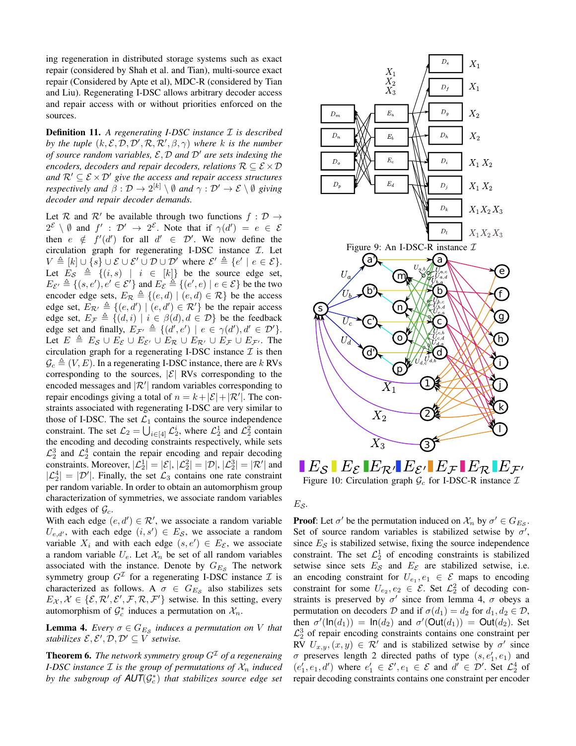ing regeneration in distributed storage systems such as exact repair (considered by Shah et al. and Tian), multi-source exact repair (Considered by Apte et al), MDC-R (considered by Tian and Liu). Regenerating I-DSC allows arbitrary decoder access and repair access with or without priorities enforced on the sources.

**Definition 11.** *A regenerating I-DSC instance $\mathcal{I}$ is described by the tuple $(k, \mathcal{E}, \mathcal{D}, \mathcal{D}', \mathcal{R}, \mathcal{R}', \beta, \gamma)$ where $k$ is the number of source random variables, $\mathcal{E}, \mathcal{D}$ and $\mathcal{D}'$ are sets indexing the encoders, decoders and repair decoders, relations $\mathcal{R} \subseteq \mathcal{E} \times \mathcal{D}$ and $\mathcal{R}' \subseteq \mathcal{E} \times \mathcal{D}'$ give the access and repair access structures respectively and $\beta : \mathcal{D} \to 2^{[k]} \setminus \emptyset$ and $\gamma : \mathcal{D}' \to \mathcal{E} \setminus \emptyset$ giving decoder and repair decoder demands.*

Let $\mathcal{R}$ and $\mathcal{R}'$ be available through two functions $f : \mathcal{D} \to 2^{\mathcal{E}} \setminus \emptyset$ and $f' : \mathcal{D}' \to 2^{\mathcal{E}}$. Note that if $\gamma(d') = e \in \mathcal{E}$ then $e \notin f'(d')$ for all $d' \in \mathcal{D}'$. We now define the circulation graph for regenerating I-DSC instance $\mathcal{I}$. Let $V \triangleq [k] \cup \{s\} \cup \mathcal{E} \cup \mathcal{E}' \cup \mathcal{D} \cup \mathcal{D}'$ where $\mathcal{E}' \triangleq \{e' \mid e \in \mathcal{E}\}$. Let $E_{\mathcal{S}} \triangleq \{(i, s) \mid i \in [k]\}$ be the source edge set, $E_{\mathcal{E}'} \triangleq \{(s, e'), e' \in \mathcal{E}'\}$ and $E_{\mathcal{E}} \triangleq \{(e', e) \mid e \in \mathcal{E}\}$ be the two encoder edge sets, $E_{\mathcal{R}} \triangleq \{(e, d) \mid (e, d) \in \mathcal{R}\}$ be the access edge set, $E_{\mathcal{R}'} \triangleq \{(e, d') \mid (e, d') \in \mathcal{R}'\}$ be the repair access edge set, $E_{\mathcal{F}} \triangleq \{(d, i) \mid i \in \beta(d), d \in \mathcal{D}\}$ be the feedback edge set and finally, $E_{\mathcal{F}'} \triangleq \{(d', e') \mid e \in \gamma(d'), d' \in \mathcal{D}'\}$. Let $E \triangleq E_{\mathcal{S}} \cup E_{\mathcal{E}} \cup E_{\mathcal{E}'} \cup E_{\mathcal{R}} \cup E_{\mathcal{R}'} \cup E_{\mathcal{F}} \cup E_{\mathcal{F}'}$. The circulation graph for a regenerating I-DSC instance $\mathcal{I}$ is then $\mathcal{G}_c \triangleq (V, E)$. In a regenerating I-DSC instance, there are $k$ RVs corresponding to the sources, $|\mathcal{E}|$ RVs corresponding to the encoded messages and $|\mathcal{R}'|$ random variables corresponding to repair encodings giving a total of $n = k + |\mathcal{E}| + |\mathcal{R}'|$. The constraints associated with regenerating I-DSC are very similar to those of I-DSC. The set $\mathcal{L}_1$ contains the source independence constraint. The set $\mathcal{L}_2 = \bigcup_{i \in [4]} \mathcal{L}_2^i$, where $\mathcal{L}_2^1$ and $\mathcal{L}_2^2$ contain the encoding and decoding constraints respectively, while sets $\mathcal{L}_2^3$ and $\mathcal{L}_2^4$ contain the repair encoding and repair decoding constraints. Moreover, $|\mathcal{L}_2^1| = |\mathcal{E}|, |\mathcal{L}_2^2| = |\mathcal{D}|, |\mathcal{L}_2^3| = |\mathcal{R}'|$ and $|\mathcal{L}_2^4| = |\mathcal{D}'|$. Finally, the set $\mathcal{L}_3$ contains one rate constraint per random variable. In order to obtain an automorphism group characterization of symmetries, we associate random variables with edges of $\mathcal{G}_c$.

With each edge $(e, d') \in \mathcal{R}'$, we associate a random variable $U_{e,d'}$, with each edge $(i, s') \in E_{\mathcal{S}}$, we associate a random variable $X_i$ and with each edge $(s, e') \in E_{\mathcal{E}}$, we associate a random variable $U_e$. Let $\mathcal{X}_n$ be set of all random variables associated with the instance. Denote by $G_{E_{\mathcal{S}}}$ The network symmetry group $G^{\mathcal{I}}$ for a regenerating I-DSC instance $\mathcal{I}$ is characterized as follows. A $\sigma \in G_{E_{\mathcal{S}}}$ also stabilizes sets $E_{\mathcal{X}}, \mathcal{X} \in \{\mathcal{E}, \mathcal{R}', \mathcal{E}', \mathcal{F}, \mathcal{R}, \mathcal{F}'\}$ setwise. In this setting, every automorphism of $\mathcal{G}_c^*$ induces a permutation on $\mathcal{X}_n$.

**Lemma 4.** *Every $\sigma \in G_{E_{\mathcal{S}}}$ induces a permutation on $V$ that stabilizes $\mathcal{E}, \mathcal{E}', \mathcal{D}, \mathcal{D}' \subseteq V$ setwise.*

**Theorem 6.** *The network symmetry group $G^{\mathcal{I}}$ of a regenerating I-DSC instance $\mathcal{I}$ is the group of permutations of $\mathcal{X}_n$ induced by the subgroup of $\mathsf{AUT}(\mathcal{G}_c^*)$ that stabilizes source edge set $E_{\mathcal{S}}$.*

Figure 9: An I-DSC-R instance $\mathcal{I}$

Figure 10: Circulation graph $\mathcal{G}_c$ for I-DSC-R instance $\mathcal{I}$

**Proof**: Let $\sigma'$ be the permutation induced on $\mathcal{X}_n$ by $\sigma' \in G_{E_{\mathcal{S}}}$. Set of source random variables is stabilized setwise by $\sigma'$, since $E_{\mathcal{S}}$ is stabilized setwise, fixing the source independence constraint. The set $\mathcal{L}_2^1$ of encoding constraints is stabilized setwise since sets $E_{\mathcal{S}}$ and $E_{\mathcal{E}}$ are stabilized setwise, i.e. an encoding constraint for $U_{e_1}, e_1 \in \mathcal{E}$ maps to encoding constraint for some $U_{e_2}, e_2 \in \mathcal{E}$. Set $\mathcal{L}_2^2$ of decoding constraints is preserved by $\sigma'$ since from lemma 4, $\sigma$ obeys a permutation on decoders $\mathcal{D}$ and if $\sigma(d_1) = d_2$ for $d_1, d_2 \in \mathcal{D}$, then $\sigma'(\mathsf{In}(d_1)) = \mathsf{In}(d_2)$ and $\sigma'(\mathsf{Out}(d_1)) = \mathsf{Out}(d_2)$. Set $\mathcal{L}_2^3$ of repair encoding constraints contains one constraint per RV $U_{x,y}, (x, y) \in \mathcal{R}'$ and is stabilized setwise by $\sigma'$ since $\sigma$ preserves length 2 directed paths of type $(s, e_1', e_1)$ and $(e_1', e_1, d')$ where $e_1' \in \mathcal{E}', e_1 \in \mathcal{E}$ and $d' \in \mathcal{D}'$. Set $\mathcal{L}_2^4$ of repair decoding constraints contains one constraint per encoder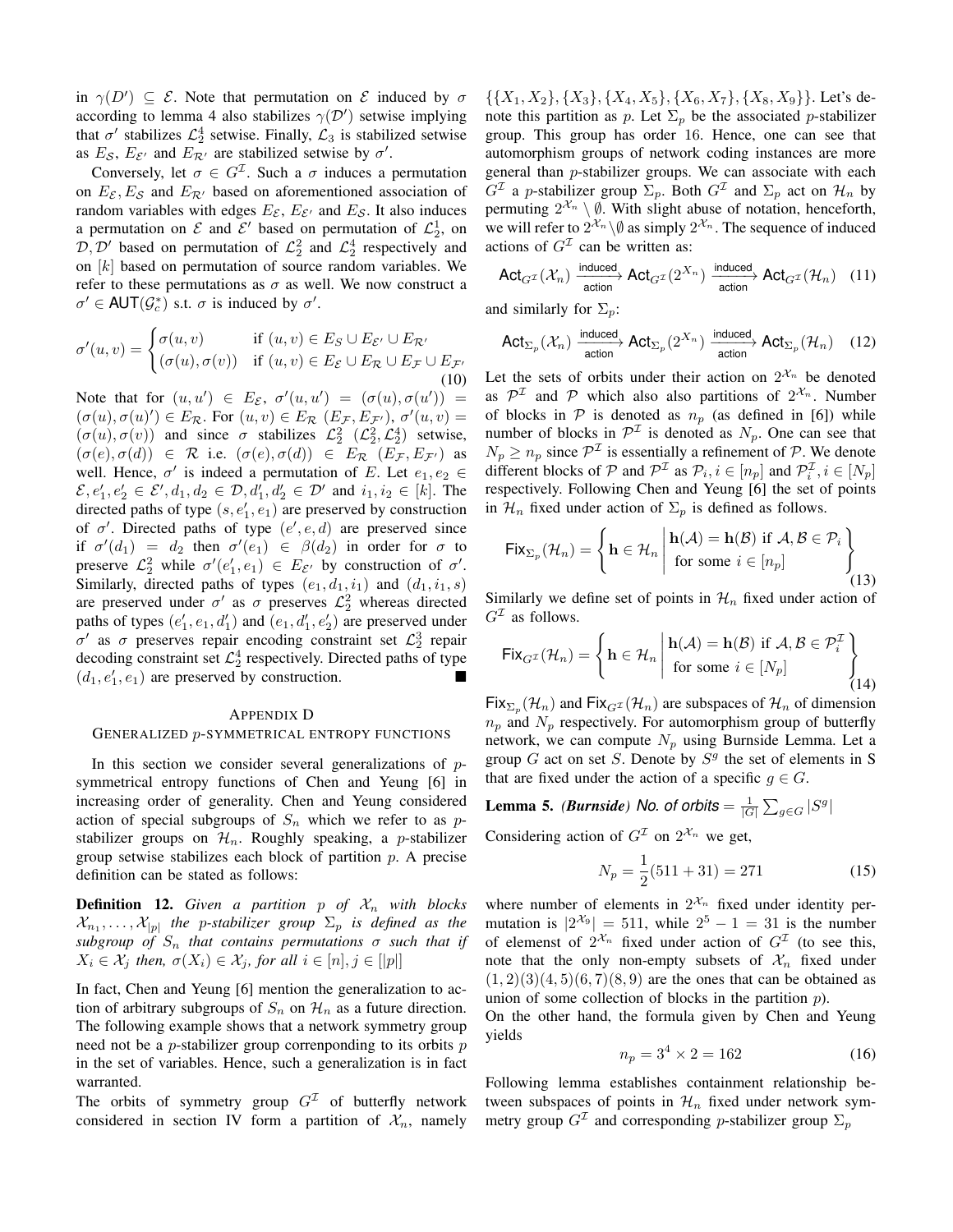in $\gamma(D') \subseteq \mathcal{E}$. Note that permutation on $\mathcal{E}$ induced by $\sigma$ according to lemma 4 also stabilizes $\gamma(\mathcal{D}')$ setwise implying that $\sigma'$ stabilizes $\mathcal{L}_2^4$ setwise. Finally, $\mathcal{L}_3$ is stabilized setwise as $E_{\mathcal{S}}$, $E_{\mathcal{E}'}$ and $E_{\mathcal{R}'}$ are stabilized setwise by $\sigma'$.

Conversely, let $\sigma \in G^{\mathcal{I}}$. Such a $\sigma$ induces a permutation on $E_{\mathcal{E}}, E_{\mathcal{S}}$ and $E_{\mathcal{R}'}$ based on aforementioned association of random variables with edges $E_{\mathcal{E}}$, $E_{\mathcal{E}'}$ and $E_{\mathcal{S}}$. It also induces a permutation on $\mathcal{E}$ and $\mathcal{E}'$ based on permutation of $\mathcal{L}_2^1$, on $\mathcal{D}, \mathcal{D}'$ based on permutation of $\mathcal{L}_2^2$ and $\mathcal{L}_2^4$ respectively and on $[k]$ based on permutation of source random variables. We refer to these permutations as $\sigma$ as well. We now construct a $\sigma' \in \mathsf{AUT}(\mathcal{G}_c^*)$ s.t. $\sigma$ is induced by $\sigma'$.

$$\sigma'(u,v) = \begin{cases} \sigma(u,v) & \text{if } (u,v) \in E_S \cup E_{\mathcal{E}'} \cup E_{\mathcal{R}'} \\ (\sigma(u), \sigma(v)) & \text{if } (u,v) \in E_{\mathcal{E}} \cup E_{\mathcal{R}} \cup E_{\mathcal{F}} \cup E_{\mathcal{F}'} \end{cases} \tag{10}$$

Note that for $(u, u') \in E_{\mathcal{E}}$, $\sigma'(u, u') = (\sigma(u), \sigma(u')) = (\sigma(u), \sigma(u)') \in E_{\mathcal{R}}$. For $(u, v) \in E_{\mathcal{R}}$ $(E_{\mathcal{F}}, E_{\mathcal{F}'})$, $\sigma'(u, v) = (\sigma(u), \sigma(v))$ and since $\sigma$ stabilizes $\mathcal{L}_2^2$ $(\mathcal{L}_2^2, \mathcal{L}_2^4)$ setwise, $(\sigma(e), \sigma(d)) \in \mathcal{R}$ i.e. $(\sigma(e), \sigma(d)) \in E_{\mathcal{R}}$ $(E_{\mathcal{F}}, E_{\mathcal{F}'})$ as well. Hence, $\sigma'$ is indeed a permutation of $E$. Let $e_1, e_2 \in \mathcal{E}, e_1', e_2' \in \mathcal{E}', d_1, d_2 \in \mathcal{D}, d_1', d_2' \in \mathcal{D}'$ and $i_1, i_2 \in [k]$. The directed paths of type $(s, e_1', e_1)$ are preserved by construction of $\sigma'$. Directed paths of type $(e', e, d)$ are preserved since if $\sigma'(d_1) = d_2$ then $\sigma'(e_1) \in \beta(d_2)$ in order for $\sigma$ to preserve $\mathcal{L}_2^2$ while $\sigma'(e_1', e_1) \in E_{\mathcal{E}'}$ by construction of $\sigma'$. Similarly, directed paths of types $(e_1, d_1, i_1)$ and $(d_1, i_1, s)$ are preserved under $\sigma'$ as $\sigma$ preserves $\mathcal{L}_2^2$ whereas directed paths of types $(e_1', e_1, d_1')$ and $(e_1, d_1', e_2')$ are preserved under $\sigma'$ as $\sigma$ preserves repair encoding constraint set $\mathcal{L}_2^3$ repair decoding constraint set $\mathcal{L}_2^4$ respectively. Directed paths of type $(d_1, e_1', e_1)$ are preserved by construction. ■

## Appendix D
### Generalized $p$-symmetrical entropy functions

In this section we consider several generalizations of $p$-symmetrical entropy functions of Chen and Yeung [6] in increasing order of generality. Chen and Yeung considered action of special subgroups of $S_n$ which we refer to as $p$-stabilizer groups on $\mathcal{H}_n$. Roughly speaking, a $p$-stabilizer group setwise stabilizes each block of partition $p$. A precise definition can be stated as follows:

**Definition 12.** *Given a partition $p$ of $\mathcal{X}_n$ with blocks $\mathcal{X}_{n_1}, \ldots, \mathcal{X}_{|p|}$ the $p$-stabilizer group $\Sigma_p$ is defined as the subgroup of $S_n$ that contains permutations $\sigma$ such that if $X_i \in \mathcal{X}_j$ then, $\sigma(X_i) \in \mathcal{X}_j$, for all $i \in [n], j \in [|p|]$*

In fact, Chen and Yeung [6] mention the generalization to action of arbitrary subgroups of $S_n$ on $\mathcal{H}_n$ as a future direction. The following example shows that a network symmetry group need not be a $p$-stabilizer group correnponding to its orbits $p$ in the set of variables. Hence, such a generalization is in fact warranted.

The orbits of symmetry group $G^{\mathcal{I}}$ of butterfly network considered in section IV form a partition of $\mathcal{X}_n$, namely $\{\{X_1, X_2\}, \{X_3\}, \{X_4, X_5\}, \{X_6, X_7\}, \{X_8, X_9\}\}$. Let's denote this partition as $p$. Let $\Sigma_p$ be the associated $p$-stabilizer group. This group has order 16. Hence, one can see that automorphism groups of network coding instances are more general than $p$-stabilizer groups. We can associate with each $G^{\mathcal{I}}$ a $p$-stabilizer group $\Sigma_p$. Both $G^{\mathcal{I}}$ and $\Sigma_p$ act on $\mathcal{H}_n$ by permuting $2^{\mathcal{X}_n} \setminus \emptyset$. With slight abuse of notation, henceforth, we will refer to $2^{\mathcal{X}_n} \setminus \emptyset$ as simply $2^{\mathcal{X}_n}$. The sequence of induced actions of $G^{\mathcal{I}}$ can be written as:

$$\mathsf{Act}_{G^{\mathcal{I}}}(\mathcal{X}_n) \xrightarrow[\text{action}]{\text{induced}} \mathsf{Act}_{G^{\mathcal{I}}}(2^{X_n}) \xrightarrow[\text{action}]{\text{induced}} \mathsf{Act}_{G^{\mathcal{I}}}(\mathcal{H}_n) \tag{11}$$

and similarly for $\Sigma_p$:

$$\mathsf{Act}_{\Sigma_p}(\mathcal{X}_n) \xrightarrow[\text{action}]{\text{induced}} \mathsf{Act}_{\Sigma_p}(2^{X_n}) \xrightarrow[\text{action}]{\text{induced}} \mathsf{Act}_{\Sigma_p}(\mathcal{H}_n) \tag{12}$$

Let the sets of orbits under their action on $2^{\mathcal{X}_n}$ be denoted as $\mathcal{P}^{\mathcal{I}}$ and $\mathcal{P}$ which also also partitions of $2^{\mathcal{X}_n}$. Number of blocks in $\mathcal{P}$ is denoted as $n_p$ (as defined in [6]) while number of blocks in $\mathcal{P}^{\mathcal{I}}$ is denoted as $N_p$. One can see that $N_p \geq n_p$ since $\mathcal{P}^{\mathcal{I}}$ is essentially a refinement of $\mathcal{P}$. We denote different blocks of $\mathcal{P}$ and $\mathcal{P}^{\mathcal{I}}$ as $\mathcal{P}_i, i \in [n_p]$ and $\mathcal{P}_i^{\mathcal{I}}, i \in [N_p]$ respectively. Following Chen and Yeung [6] the set of points in $\mathcal{H}_n$ fixed under action of $\Sigma_p$ is defined as follows.

$$\mathsf{Fix}_{\Sigma_p}(\mathcal{H}_n) = \left\{ \mathbf{h} \in \mathcal{H}_n \,\middle|\, \begin{array}{l} \mathbf{h}(\mathcal{A}) = \mathbf{h}(\mathcal{B}) \text{ if } \mathcal{A}, \mathcal{B} \in \mathcal{P}_i \\ \text{for some } i \in [n_p] \end{array} \right\} \tag{13}$$

Similarly we define set of points in $\mathcal{H}_n$ fixed under action of $G^{\mathcal{I}}$ as follows.

$$\mathsf{Fix}_{G^{\mathcal{I}}}(\mathcal{H}_n) = \left\{ \mathbf{h} \in \mathcal{H}_n \,\middle|\, \begin{array}{l} \mathbf{h}(\mathcal{A}) = \mathbf{h}(\mathcal{B}) \text{ if } \mathcal{A}, \mathcal{B} \in \mathcal{P}_i^{\mathcal{I}} \\ \text{for some } i \in [N_p] \end{array} \right\} \tag{14}$$

$\mathsf{Fix}_{\Sigma_p}(\mathcal{H}_n)$ and $\mathsf{Fix}_{G^{\mathcal{I}}}(\mathcal{H}_n)$ are subspaces of $\mathcal{H}_n$ of dimension $n_p$ and $N_p$ respectively. For automorphism group of butterfly network, we can compute $N_p$ using Burnside Lemma. Let a group $G$ act on set $S$. Denote by $S^g$ the set of elements in S that are fixed under the action of a specific $g \in G$.

**Lemma 5.** ***(Burnside)*** *No. of orbits* $= \frac{1}{|G|} \sum_{g \in G} |S^g|$

Considering action of $G^{\mathcal{I}}$ on $2^{\mathcal{X}_n}$ we get,

$$N_p = \frac{1}{2}(511 + 31) = 271 \tag{15}$$

where number of elements in $2^{\mathcal{X}_n}$ fixed under identity permutation is $|2^{\mathcal{X}_9}| = 511$, while $2^5 - 1 = 31$ is the number of elemenst of $2^{\mathcal{X}_n}$ fixed under action of $G^{\mathcal{I}}$ (to see this, note that the only non-empty subsets of $\mathcal{X}_n$ fixed under $(1,2)(3)(4,5)(6,7)(8,9)$ are the ones that can be obtained as union of some collection of blocks in the partition $p$).

On the other hand, the formula given by Chen and Yeung yields

$$n_p = 3^4 \times 2 = 162 \tag{16}$$

Following lemma establishes containment relationship between subspaces of points in $\mathcal{H}_n$ fixed under network symmetry group $G^{\mathcal{I}}$ and corresponding $p$-stabilizer group $\Sigma_p$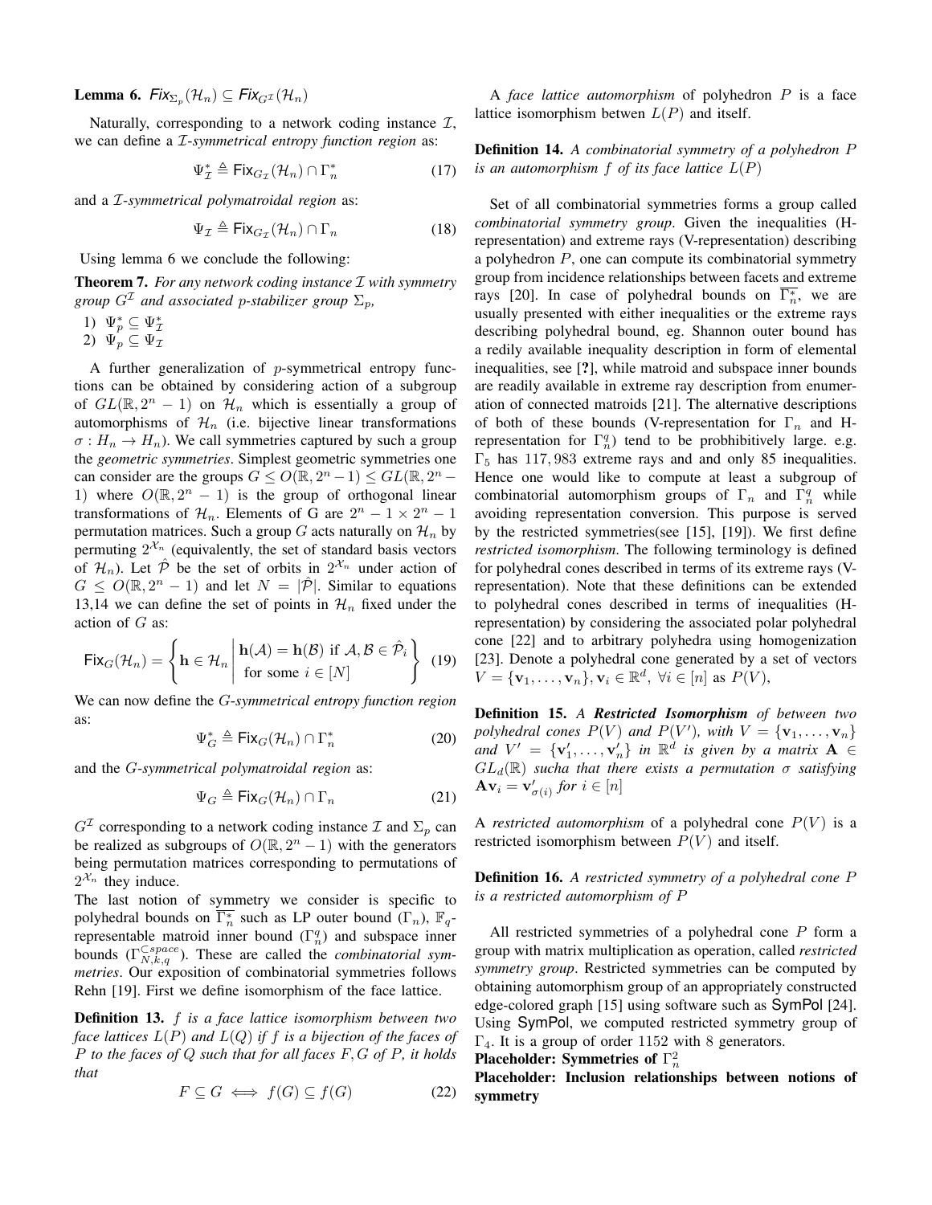**Lemma 6.** *$\mathsf{Fix}_{\Sigma_p}(\mathcal{H}_n) \subseteq \mathsf{Fix}_{G^{\mathcal{I}}}(\mathcal{H}_n)$*

Naturally, corresponding to a network coding instance $\mathcal{I}$, we can define a *$\mathcal{I}$-symmetrical entropy function region* as:

$$\Psi^*_{\mathcal{I}} \triangleq \mathsf{Fix}_{G_{\mathcal{I}}}(\mathcal{H}_n) \cap \Gamma^*_n \tag{17}$$

and a *$\mathcal{I}$-symmetrical polymatroidal region* as:

$$\Psi_{\mathcal{I}} \triangleq \mathsf{Fix}_{G_{\mathcal{I}}}(\mathcal{H}_n) \cap \Gamma_n \tag{18}$$

Using lemma 6 we conclude the following:

**Theorem 7.** *For any network coding instance $\mathcal{I}$ with symmetry group $G^{\mathcal{I}}$ and associated $p$-stabilizer group $\Sigma_p$,*

1) $\Psi^*_p \subseteq \Psi^*_{\mathcal{I}}$
2) $\Psi_p \subseteq \Psi_{\mathcal{I}}$

A further generalization of $p$-symmetrical entropy functions can be obtained by considering action of a subgroup of $GL(\mathbb{R}, 2^n - 1)$ on $\mathcal{H}_n$ which is essentially a group of automorphisms of $\mathcal{H}_n$ (i.e. bijective linear transformations $\sigma : H_n \rightarrow H_n$). We call symmetries captured by such a group the *geometric symmetries*. Simplest geometric symmetries one can consider are the groups $G \leq O(\mathbb{R}, 2^n-1) \leq GL(\mathbb{R}, 2^n-1)$ where $O(\mathbb{R}, 2^n-1)$ is the group of orthogonal linear transformations of $\mathcal{H}_n$. Elements of G are $2^n - 1 \times 2^n - 1$ permutation matrices. Such a group $G$ acts naturally on $\mathcal{H}_n$ by permuting $2^{\mathcal{X}_n}$ (equivalently, the set of standard basis vectors of $\mathcal{H}_n$). Let $\hat{\mathcal{P}}$ be the set of orbits in $2^{\mathcal{X}_n}$ under action of $G \leq O(\mathbb{R}, 2^n - 1)$ and let $N = |\hat{\mathcal{P}}|$. Similar to equations 13,14 we can define the set of points in $\mathcal{H}_n$ fixed under the action of $G$ as:

$$\mathsf{Fix}_G(\mathcal{H}_n) = \left\{ \mathbf{h} \in \mathcal{H}_n \,\middle|\, \begin{array}{l} \mathbf{h}(\mathcal{A}) = \mathbf{h}(\mathcal{B}) \text{ if } \mathcal{A}, \mathcal{B} \in \hat{\mathcal{P}}_i \\ \text{for some } i \in [N] \end{array} \right\} \tag{19}$$

We can now define the *$G$-symmetrical entropy function region* as:

$$\Psi^*_G \triangleq \mathsf{Fix}_G(\mathcal{H}_n) \cap \Gamma^*_n \tag{20}$$

and the *$G$-symmetrical polymatroidal region* as:

$$\Psi_G \triangleq \mathsf{Fix}_G(\mathcal{H}_n) \cap \Gamma_n \tag{21}$$

$G^{\mathcal{I}}$ corresponding to a network coding instance $\mathcal{I}$ and $\Sigma_p$ can be realized as subgroups of $O(\mathbb{R}, 2^n-1)$ with the generators being permutation matrices corresponding to permutations of $2^{\mathcal{X}_n}$ they induce.

The last notion of symmetry we consider is specific to polyhedral bounds on $\overline{\Gamma^*_n}$ such as LP outer bound ($\Gamma_n$), $\mathbb{F}_q$-representable matroid inner bound ($\Gamma^q_n$) and subspace inner bounds ($\Gamma^{\subset space}_{N,k,q}$). These are called the *combinatorial symmetries*. Our exposition of combinatorial symmetries follows Rehn [19]. First we define isomorphism of the face lattice.

**Definition 13.** *$f$ is a face lattice isomorphism between two face lattices $L(P)$ and $L(Q)$ if $f$ is a bijection of the faces of $P$ to the faces of $Q$ such that for all faces $F, G$ of $P$, it holds that*

$$F \subseteq G \iff f(G) \subseteq f(G) \tag{22}$$

A *face lattice automorphism* of polyhedron $P$ is a face lattice isomorphism betwen $L(P)$ and itself.

**Definition 14.** *A combinatorial symmetry of a polyhedron $P$ is an automorphism $f$ of its face lattice $L(P)$*

Set of all combinatorial symmetries forms a group called *combinatorial symmetry group*. Given the inequalities (H-representation) and extreme rays (V-representation) describing a polyhedron $P$, one can compute its combinatorial symmetry group from incidence relationships between facets and extreme rays [20]. In case of polyhedral bounds on $\overline{\Gamma^*_n}$, we are usually presented with either inequalities or the extreme rays describing polyhedral bound, eg. Shannon outer bound has a redily available inequality description in form of elemental inequalities, see [?], while matroid and subspace inner bounds are readily available in extreme ray description from enumeration of connected matroids [21]. The alternative descriptions of both of these bounds (V-representation for $\Gamma_n$ and H-representation for $\Gamma^q_n$) tend to be probhibitively large. e.g. $\Gamma_5$ has $117,983$ extreme rays and and only 85 inequalities. Hence one would like to compute at least a subgroup of combinatorial automorphism groups of $\Gamma_n$ and $\Gamma^q_n$ while avoiding representation conversion. This purpose is served by the restricted symmetries(see [15], [19]). We first define *restricted isomorphism*. The following terminology is defined for polyhedral cones described in terms of its extreme rays (V-representation). Note that these definitions can be extended to polyhedral cones described in terms of inequalities (H-representation) by considering the associated polar polyhedral cone [22] and to arbitrary polyhedra using homogenization [23]. Denote a polyhedral cone generated by a set of vectors $V = \{\mathbf{v}_1, \ldots, \mathbf{v}_n\}, \mathbf{v}_i \in \mathbb{R}^d, \ \forall i \in [n]$ as $P(V)$,

**Definition 15.** *A **Restricted Isomorphism** of between two polyhedral cones $P(V)$ and $P(V')$, with $V = \{\mathbf{v}_1, \ldots, \mathbf{v}_n\}$ and $V' = \{\mathbf{v}'_1, \ldots, \mathbf{v}'_n\}$ in $\mathbb{R}^d$ is given by a matrix $\mathbf{A} \in GL_d(\mathbb{R})$ sucha that there exists a permutation $\sigma$ satisfying $\mathbf{A}\mathbf{v}_i = \mathbf{v}'_{\sigma(i)}$ for $i \in [n]$*

A *restricted automorphism* of a polyhedral cone $P(V)$ is a restricted isomorphism between $P(V)$ and itself.

**Definition 16.** *A restricted symmetry of a polyhedral cone $P$ is a restricted automorphism of $P$*

All restricted symmetries of a polyhedral cone $P$ form a group with matrix multiplication as operation, called *restricted symmetry group*. Restricted symmetries can be computed by obtaining automorphism group of an appropriately constructed edge-colored graph [15] using software such as SymPol [24]. Using SymPol, we computed restricted symmetry group of $\Gamma_4$. It is a group of order 1152 with 8 generators.

**Placeholder: Symmetries of $\Gamma^2_n$**

**Placeholder: Inclusion relationships between notions of symmetry**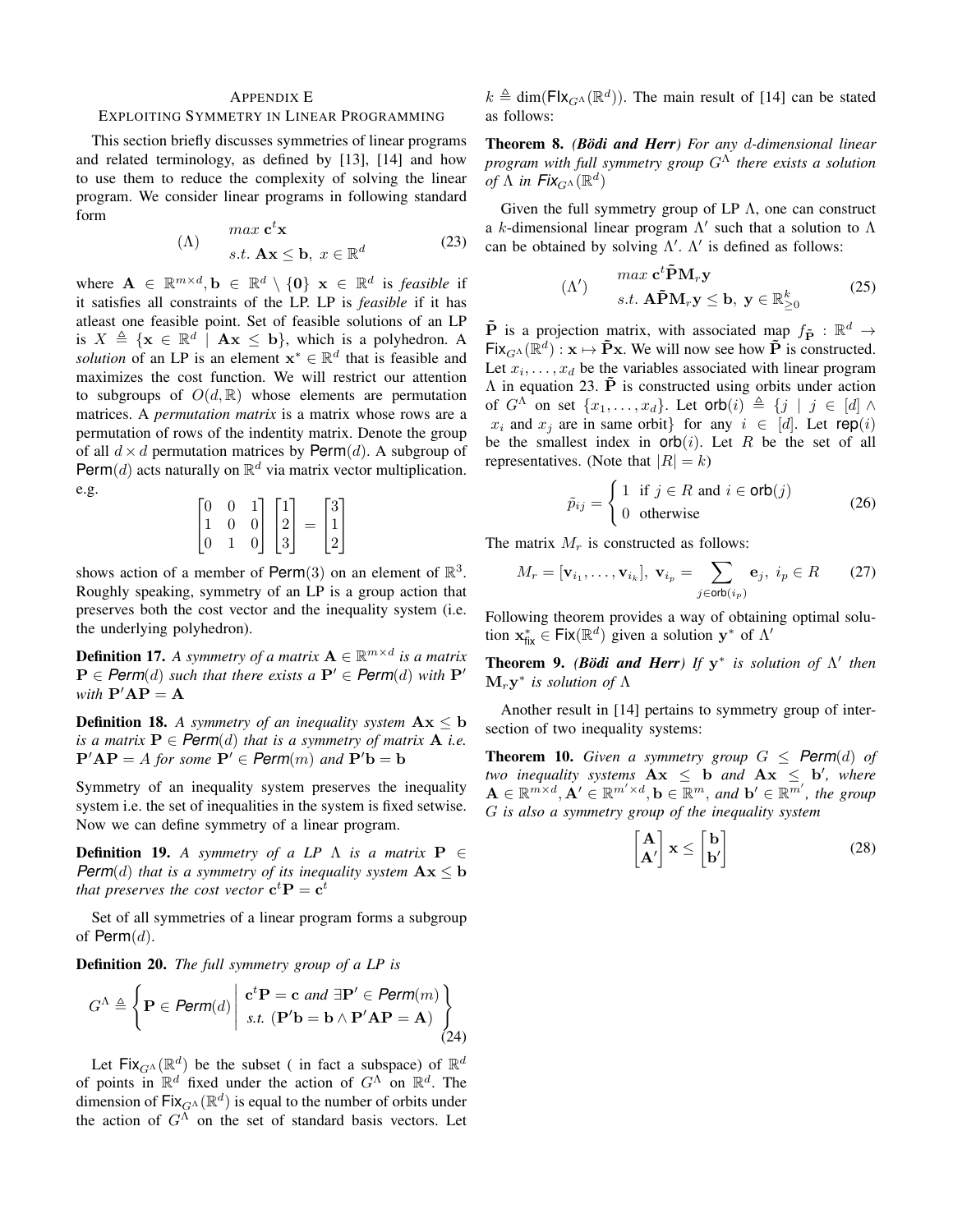## Appendix E
## Exploiting Symmetry in Linear Programming

This section briefly discusses symmetries of linear programs and related terminology, as defined by [13], [14] and how to use them to reduce the complexity of solving the linear program. We consider linear programs in following standard form

$$(\Lambda) \qquad \begin{aligned} & max\ \mathbf{c}^t\mathbf{x} \\ & s.t.\ \mathbf{A}\mathbf{x} \leq \mathbf{b},\ x \in \mathbb{R}^d \end{aligned} \tag{23}$$

where $\mathbf{A} \in \mathbb{R}^{m \times d}, \mathbf{b} \in \mathbb{R}^d \setminus \{\mathbf{0}\}$ $\mathbf{x} \in \mathbb{R}^d$ is *feasible* if it satisfies all constraints of the LP. LP is *feasible* if it has atleast one feasible point. Set of feasible solutions of an LP is $X \triangleq \{\mathbf{x} \in \mathbb{R}^d \mid \mathbf{A}\mathbf{x} \leq \mathbf{b}\}$, which is a polyhedron. A *solution* of an LP is an element $\mathbf{x}^* \in \mathbb{R}^d$ that is feasible and maximizes the cost function. We will restrict our attention to subgroups of $O(d, \mathbb{R})$ whose elements are permutation matrices. A *permutation matrix* is a matrix whose rows are a permutation of rows of the indentity matrix. Denote the group of all $d \times d$ permutation matrices by $\mathsf{Perm}(d)$. A subgroup of $\mathsf{Perm}(d)$ acts naturally on $\mathbb{R}^d$ via matrix vector multiplication. e.g.

$$\begin{bmatrix} 0 & 0 & 1 \\ 1 & 0 & 0 \\ 0 & 1 & 0 \end{bmatrix} \begin{bmatrix} 1 \\ 2 \\ 3 \end{bmatrix} = \begin{bmatrix} 3 \\ 1 \\ 2 \end{bmatrix}$$

shows action of a member of $\mathsf{Perm}(3)$ on an element of $\mathbb{R}^3$. Roughly speaking, symmetry of an LP is a group action that preserves both the cost vector and the inequality system (i.e. the underlying polyhedron).

**Definition 17.** *A symmetry of a matrix $\mathbf{A} \in \mathbb{R}^{m \times d}$ is a matrix $\mathbf{P} \in \mathsf{Perm}(d)$ such that there exists a $\mathbf{P}' \in \mathsf{Perm}(d)$ with $\mathbf{P}'$ with $\mathbf{P}'\mathbf{A}\mathbf{P} = \mathbf{A}$*

**Definition 18.** *A symmetry of an inequality system $\mathbf{A}\mathbf{x} \leq \mathbf{b}$ is a matrix $\mathbf{P} \in \mathsf{Perm}(d)$ that is a symmetry of matrix $\mathbf{A}$ i.e. $\mathbf{P}'\mathbf{A}\mathbf{P} = A$ for some $\mathbf{P}' \in \mathsf{Perm}(m)$ and $\mathbf{P}'\mathbf{b} = \mathbf{b}$*

Symmetry of an inequality system preserves the inequality system i.e. the set of inequalities in the system is fixed setwise. Now we can define symmetry of a linear program.

**Definition 19.** *A symmetry of a LP $\Lambda$ is a matrix $\mathbf{P} \in \mathsf{Perm}(d)$ that is a symmetry of its inequality system $\mathbf{A}\mathbf{x} \leq \mathbf{b}$ that preserves the cost vector $\mathbf{c}^t\mathbf{P} = \mathbf{c}^t$*

Set of all symmetries of a linear program forms a subgroup of $\mathsf{Perm}(d)$.

**Definition 20.** *The full symmetry group of a LP is*

$$G^\Lambda \triangleq \left\{ \mathbf{P} \in \mathsf{Perm}(d) \;\middle|\; \begin{array}{l} \mathbf{c}^t\mathbf{P} = \mathbf{c} \text{ and } \exists \mathbf{P}' \in \mathsf{Perm}(m) \\ s.t.\ (\mathbf{P}'\mathbf{b} = \mathbf{b} \wedge \mathbf{P}'\mathbf{A}\mathbf{P} = \mathbf{A}) \end{array} \right\} \tag{24}$$

Let $\mathsf{Fix}_{G^\Lambda}(\mathbb{R}^d)$ be the subset ( in fact a subspace) of $\mathbb{R}^d$ of points in $\mathbb{R}^d$ fixed under the action of $G^\Lambda$ on $\mathbb{R}^d$. The dimension of $\mathsf{Fix}_{G^\Lambda}(\mathbb{R}^d)$ is equal to the number of orbits under the action of $G^\Lambda$ on the set of standard basis vectors. Let $k \triangleq \dim(\mathsf{Fix}_{G^\Lambda}(\mathbb{R}^d))$. The main result of [14] can be stated as follows:

**Theorem 8.** *(Bödi and Herr) For any $d$-dimensional linear program with full symmetry group $G^\Lambda$ there exists a solution of $\Lambda$ in $\mathsf{Fix}_{G^\Lambda}(\mathbb{R}^d)$*

Given the full symmetry group of LP $\Lambda$, one can construct a $k$-dimensional linear program $\Lambda'$ such that a solution to $\Lambda$ can be obtained by solving $\Lambda'$. $\Lambda'$ is defined as follows:

$$(\Lambda') \qquad \begin{aligned} & max\ \mathbf{c}^t\tilde{\mathbf{P}}\mathbf{M}_r\mathbf{y} \\ & s.t.\ \mathbf{A}\tilde{\mathbf{P}}\mathbf{M}_r\mathbf{y} \leq \mathbf{b},\ \mathbf{y} \in \mathbb{R}^k_{\geq 0} \end{aligned} \tag{25}$$

$\tilde{\mathbf{P}}$ is a projection matrix, with associated map $f_{\tilde{\mathbf{P}}} : \mathbb{R}^d \to \mathsf{Fix}_{G^\Lambda}(\mathbb{R}^d) : \mathbf{x} \mapsto \tilde{\mathbf{P}}\mathbf{x}$. We will now see how $\tilde{\mathbf{P}}$ is constructed. Let $x_i, \ldots, x_d$ be the variables associated with linear program $\Lambda$ in equation 23. $\tilde{\mathbf{P}}$ is constructed using orbits under action of $G^\Lambda$ on set $\{x_1, \ldots, x_d\}$. Let $\mathsf{orb}(i) \triangleq \{j \mid j \in [d] \wedge x_i \text{ and } x_j \text{ are in same orbit}\}$ for any $i \in [d]$. Let $\mathsf{rep}(i)$ be the smallest index in $\mathsf{orb}(i)$. Let $R$ be the set of all representatives. (Note that $|R| = k$)

$$\tilde{p}_{ij} = \begin{cases} 1 & \text{if } j \in R \text{ and } i \in \mathsf{orb}(j) \\ 0 & \text{otherwise} \end{cases} \tag{26}$$

The matrix $M_r$ is constructed as follows:

$$M_r = [\mathbf{v}_{i_1}, \ldots, \mathbf{v}_{i_k}],\ \mathbf{v}_{i_p} = \sum_{j \in \mathsf{orb}(i_p)} \mathbf{e}_j,\ i_p \in R \tag{27}$$

Following theorem provides a way of obtaining optimal solution $\mathbf{x}^*_{\mathsf{fix}} \in \mathsf{Fix}(\mathbb{R}^d)$ given a solution $\mathbf{y}^*$ of $\Lambda'$

**Theorem 9.** *(Bödi and Herr) If $\mathbf{y}^*$ is solution of $\Lambda'$ then $\mathbf{M}_r\mathbf{y}^*$ is solution of $\Lambda$*

Another result in [14] pertains to symmetry group of intersection of two inequality systems:

**Theorem 10.** *Given a symmetry group $G \leq \mathsf{Perm}(d)$ of two inequality systems $\mathbf{A}\mathbf{x} \leq \mathbf{b}$ and $\mathbf{A}\mathbf{x} \leq \mathbf{b}'$, where $\mathbf{A} \in \mathbb{R}^{m \times d}, \mathbf{A}' \in \mathbb{R}^{m' \times d}, \mathbf{b} \in \mathbb{R}^m$, and $\mathbf{b}' \in \mathbb{R}^{m'}$, the group $G$ is also a symmetry group of the inequality system*

$$\begin{bmatrix} \mathbf{A} \\ \mathbf{A}' \end{bmatrix} \mathbf{x} \leq \begin{bmatrix} \mathbf{b} \\ \mathbf{b}' \end{bmatrix} \tag{28}$$